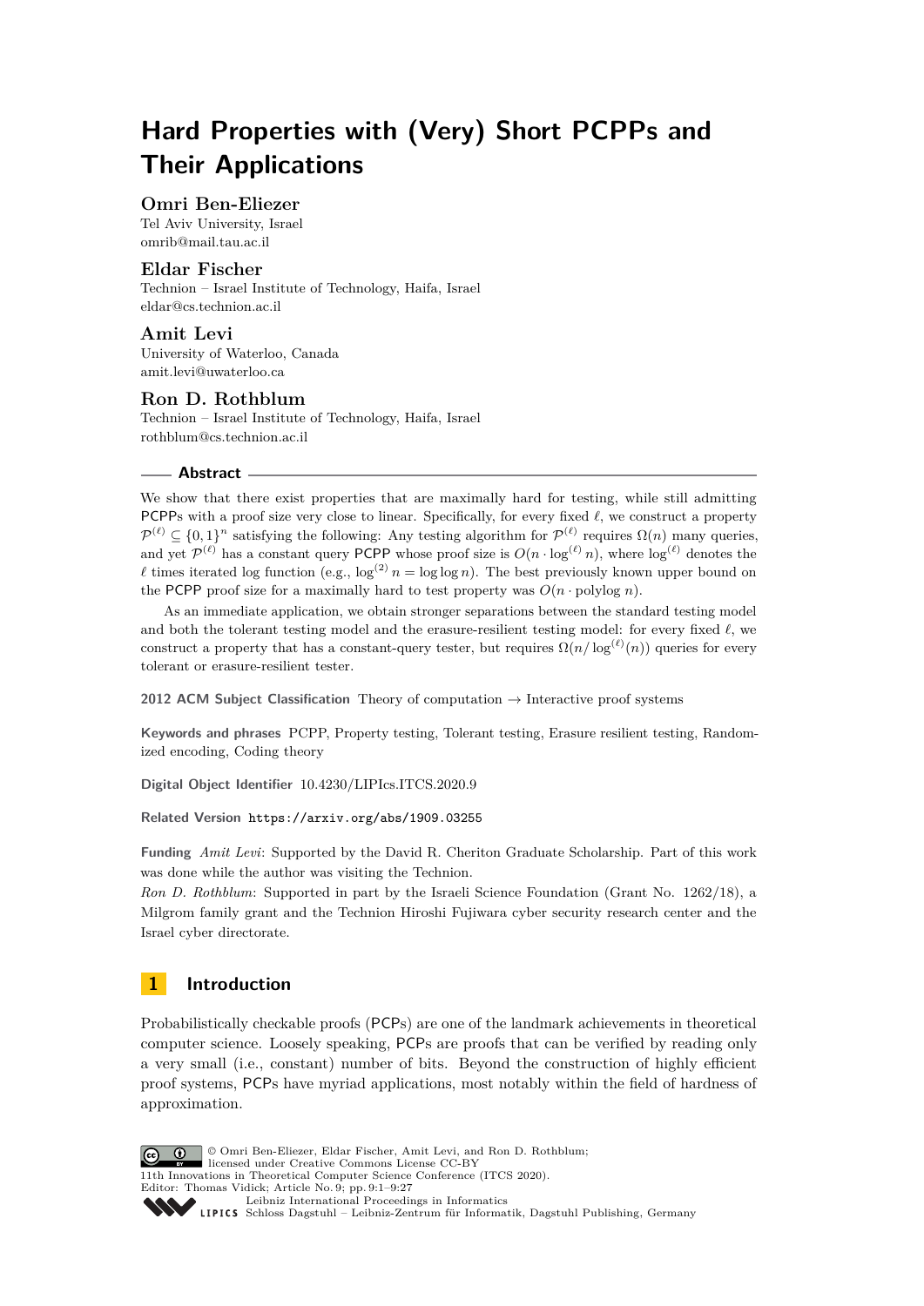# Hard Properties with (Very) Short PCPPs and Their Applications

**Omri Ben-Eliezer**
Tel Aviv University, Israel
omrib@mail.tau.ac.il

**Eldar Fischer**
Technion – Israel Institute of Technology, Haifa, Israel
eldar@cs.technion.ac.il

**Amit Levi**
University of Waterloo, Canada
amit.levi@uwaterloo.ca

**Ron D. Rothblum**
Technion – Israel Institute of Technology, Haifa, Israel
rothblum@cs.technion.ac.il

## Abstract

We show that there exist properties that are maximally hard for testing, while still admitting PCPPs with a proof size very close to linear. Specifically, for every fixed $\ell$, we construct a property $\mathcal{P}^{(\ell)} \subseteq \{0,1\}^n$ satisfying the following: Any testing algorithm for $\mathcal{P}^{(\ell)}$ requires $\Omega(n)$ many queries, and yet $\mathcal{P}^{(\ell)}$ has a constant query PCPP whose proof size is $O(n \cdot \log^{(\ell)} n)$, where $\log^{(\ell)}$ denotes the $\ell$ times iterated log function (e.g., $\log^{(2)} n = \log \log n$). The best previously known upper bound on the PCPP proof size for a maximally hard to test property was $O(n \cdot \text{polylog}\, n)$.

As an immediate application, we obtain stronger separations between the standard testing model and both the tolerant testing model and the erasure-resilient testing model: for every fixed $\ell$, we construct a property that has a constant-query tester, but requires $\Omega(n/\log^{(\ell)}(n))$ queries for every tolerant or erasure-resilient tester.

**2012 ACM Subject Classification** Theory of computation → Interactive proof systems

**Keywords and phrases** PCPP, Property testing, Tolerant testing, Erasure resilient testing, Randomized encoding, Coding theory

**Digital Object Identifier** 10.4230/LIPIcs.ITCS.2020.9

**Related Version** https://arxiv.org/abs/1909.03255

**Funding** *Amit Levi*: Supported by the David R. Cheriton Graduate Scholarship. Part of this work was done while the author was visiting the Technion.
*Ron D. Rothblum*: Supported in part by the Israeli Science Foundation (Grant No. 1262/18), a Milgrom family grant and the Technion Hiroshi Fujiwara cyber security research center and the Israel cyber directorate.

## 1 Introduction

Probabilistically checkable proofs (PCPs) are one of the landmark achievements in theoretical computer science. Loosely speaking, PCPs are proofs that can be verified by reading only a very small (i.e., constant) number of bits. Beyond the construction of highly efficient proof systems, PCPs have myriad applications, most notably within the field of hardness of approximation.

© Omri Ben-Eliezer, Eldar Fischer, Amit Levi, and Ron D. Rothblum; licensed under Creative Commons License CC-BY
11th Innovations in Theoretical Computer Science Conference (ITCS 2020).
Editor: Thomas Vidick; Article No. 9; pp. 9:1–9:27
Leibniz International Proceedings in Informatics
Schloss Dagstuhl – Leibniz-Zentrum für Informatik, Dagstuhl Publishing, Germany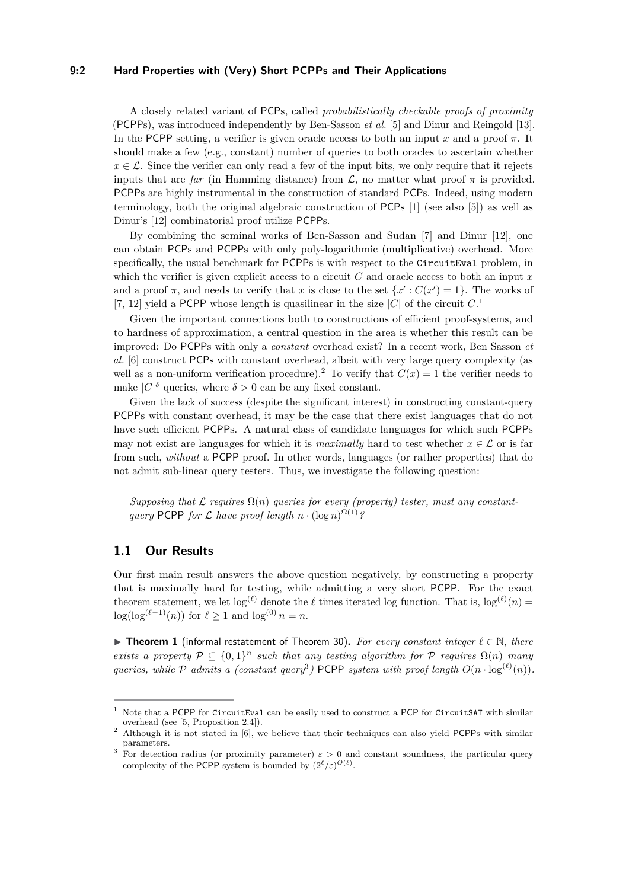A closely related variant of PCPs, called *probabilistically checkable proofs of proximity* (PCPPs), was introduced independently by Ben-Sasson *et al.* [5] and Dinur and Reingold [13]. In the PCPP setting, a verifier is given oracle access to both an input $x$ and a proof $\pi$. It should make a few (e.g., constant) number of queries to both oracles to ascertain whether $x \in \mathcal{L}$. Since the verifier can only read a few of the input bits, we only require that it rejects inputs that are *far* (in Hamming distance) from $\mathcal{L}$, no matter what proof $\pi$ is provided. PCPPs are highly instrumental in the construction of standard PCPs. Indeed, using modern terminology, both the original algebraic construction of PCPs [1] (see also [5]) as well as Dinur's [12] combinatorial proof utilize PCPPs.

By combining the seminal works of Ben-Sasson and Sudan [7] and Dinur [12], one can obtain PCPs and PCPPs with only poly-logarithmic (multiplicative) overhead. More specifically, the usual benchmark for PCPPs is with respect to the CircuitEval problem, in which the verifier is given explicit access to a circuit $C$ and oracle access to both an input $x$ and a proof $\pi$, and needs to verify that $x$ is close to the set $\{x' : C(x') = 1\}$. The works of [7, 12] yield a PCPP whose length is quasilinear in the size $|C|$ of the circuit $C$.[1]

Given the important connections both to constructions of efficient proof-systems, and to hardness of approximation, a central question in the area is whether this result can be improved: Do PCPPs with only a *constant* overhead exist? In a recent work, Ben Sasson *et al.* [6] construct PCPs with constant overhead, albeit with very large query complexity (as well as a non-uniform verification procedure).[2] To verify that $C(x) = 1$ the verifier needs to make $|C|^{\delta}$ queries, where $\delta > 0$ can be any fixed constant.

Given the lack of success (despite the significant interest) in constructing constant-query PCPPs with constant overhead, it may be the case that there exist languages that do not have such efficient PCPPs. A natural class of candidate languages for which such PCPPs may not exist are languages for which it is *maximally* hard to test whether $x \in \mathcal{L}$ or is far from such, *without* a PCPP proof. In other words, languages (or rather properties) that do not admit sub-linear query testers. Thus, we investigate the following question:

*Supposing that $\mathcal{L}$ requires $\Omega(n)$ queries for every (property) tester, must any constant-query* PCPP *for $\mathcal{L}$ have proof length $n \cdot (\log n)^{\Omega(1)}$?*

## 1.1 Our Results

Our first main result answers the above question negatively, by constructing a property that is maximally hard for testing, while admitting a very short PCPP. For the exact theorem statement, we let $\log^{(\ell)}$ denote the $\ell$ times iterated log function. That is, $\log^{(\ell)}(n) = \log(\log^{(\ell-1)}(n))$ for $\ell \geq 1$ and $\log^{(0)} n = n$.

▶ **Theorem 1** (informal restatement of Theorem 30)**.** *For every constant integer $\ell \in \mathbb{N}$, there exists a property $\mathcal{P} \subseteq \{0,1\}^n$ such that any testing algorithm for $\mathcal{P}$ requires $\Omega(n)$ many queries, while $\mathcal{P}$ admits a (constant query[3]) PCPP system with proof length $O(n \cdot \log^{(\ell)}(n))$.*

---

[1] Note that a PCPP for CircuitEval can be easily used to construct a PCP for CircuitSAT with similar overhead (see [5, Proposition 2.4]).

[2] Although it is not stated in [6], we believe that their techniques can also yield PCPPs with similar parameters.

[3] For detection radius (or proximity parameter) $\varepsilon > 0$ and constant soundness, the particular query complexity of the PCPP system is bounded by $(2^{\ell}/\varepsilon)^{O(\ell)}$.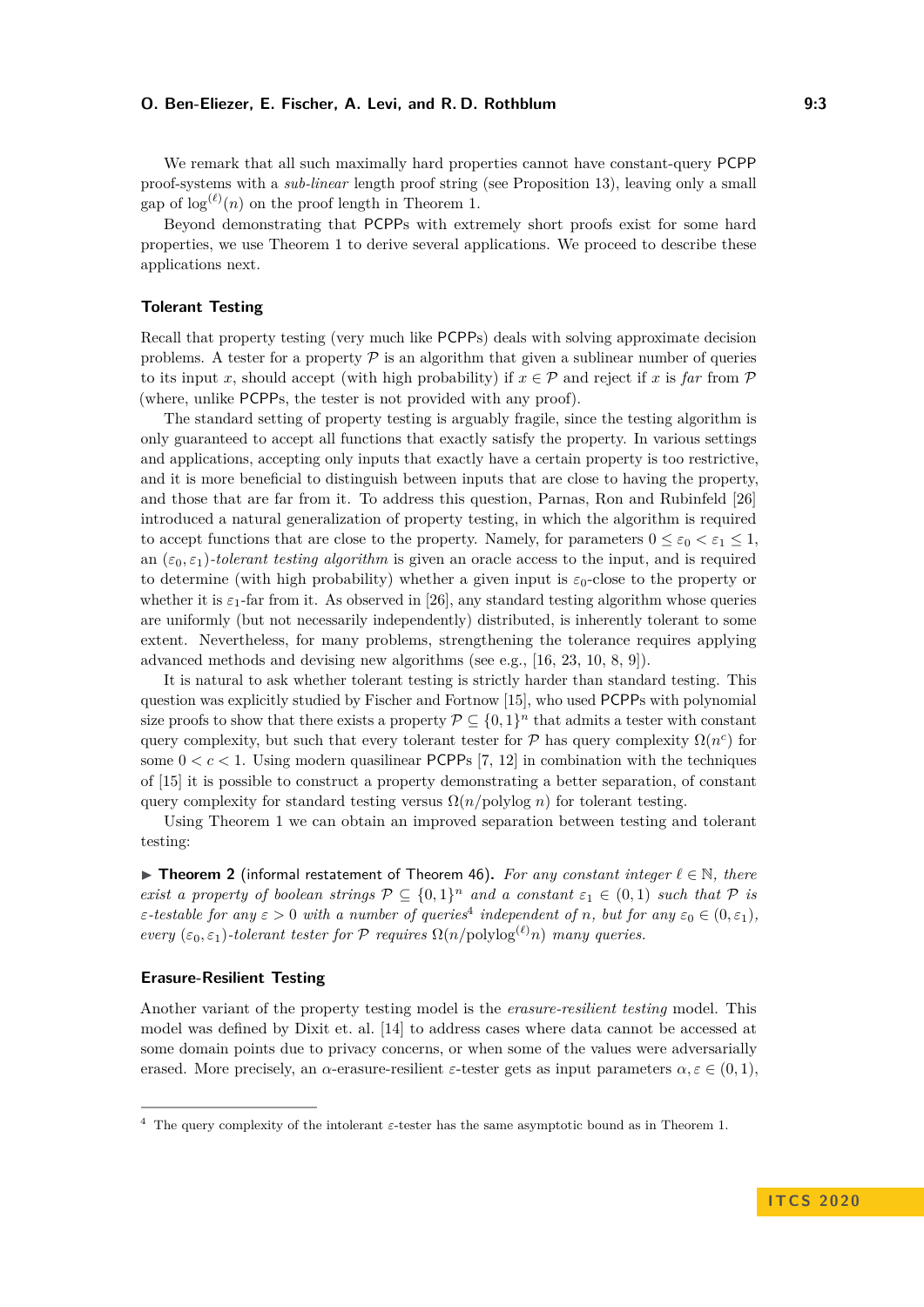We remark that all such maximally hard properties cannot have constant-query PCPP proof-systems with a *sub-linear* length proof string (see Proposition 13), leaving only a small gap of $\log^{(\ell)}(n)$ on the proof length in Theorem 1.

Beyond demonstrating that PCPPs with extremely short proofs exist for some hard properties, we use Theorem 1 to derive several applications. We proceed to describe these applications next.

### Tolerant Testing

Recall that property testing (very much like PCPPs) deals with solving approximate decision problems. A tester for a property $\mathcal{P}$ is an algorithm that given a sublinear number of queries to its input $x$, should accept (with high probability) if $x \in \mathcal{P}$ and reject if $x$ is *far* from $\mathcal{P}$ (where, unlike PCPPs, the tester is not provided with any proof).

The standard setting of property testing is arguably fragile, since the testing algorithm is only guaranteed to accept all functions that exactly satisfy the property. In various settings and applications, accepting only inputs that exactly have a certain property is too restrictive, and it is more beneficial to distinguish between inputs that are close to having the property, and those that are far from it. To address this question, Parnas, Ron and Rubinfeld [26] introduced a natural generalization of property testing, in which the algorithm is required to accept functions that are close to the property. Namely, for parameters $0 \le \varepsilon_0 < \varepsilon_1 \le 1$, an $(\varepsilon_0, \varepsilon_1)$*-tolerant testing algorithm* is given an oracle access to the input, and is required to determine (with high probability) whether a given input is $\varepsilon_0$-close to the property or whether it is $\varepsilon_1$-far from it. As observed in [26], any standard testing algorithm whose queries are uniformly (but not necessarily independently) distributed, is inherently tolerant to some extent. Nevertheless, for many problems, strengthening the tolerance requires applying advanced methods and devising new algorithms (see e.g., [16, 23, 10, 8, 9]).

It is natural to ask whether tolerant testing is strictly harder than standard testing. This question was explicitly studied by Fischer and Fortnow [15], who used PCPPs with polynomial size proofs to show that there exists a property $\mathcal{P} \subseteq \{0,1\}^n$ that admits a tester with constant query complexity, but such that every tolerant tester for $\mathcal{P}$ has query complexity $\Omega(n^c)$ for some $0 < c < 1$. Using modern quasilinear PCPPs [7, 12] in combination with the techniques of [15] it is possible to construct a property demonstrating a better separation, of constant query complexity for standard testing versus $\Omega(n/\text{polylog}\, n)$ for tolerant testing.

Using Theorem 1 we can obtain an improved separation between testing and tolerant testing:

▶ **Theorem 2** (informal restatement of Theorem 46). *For any constant integer $\ell \in \mathbb{N}$, there exist a property of boolean strings $\mathcal{P} \subseteq \{0,1\}^n$ and a constant $\varepsilon_1 \in (0,1)$ such that $\mathcal{P}$ is $\varepsilon$-testable for any $\varepsilon > 0$ with a number of queries[4] independent of $n$, but for any $\varepsilon_0 \in (0, \varepsilon_1)$, every $(\varepsilon_0, \varepsilon_1)$-tolerant tester for $\mathcal{P}$ requires $\Omega(n/\text{polylog}^{(\ell)} n)$ many queries.*

### Erasure-Resilient Testing

Another variant of the property testing model is the *erasure-resilient testing* model. This model was defined by Dixit et. al. [14] to address cases where data cannot be accessed at some domain points due to privacy concerns, or when some of the values were adversarially erased. More precisely, an $\alpha$-erasure-resilient $\varepsilon$-tester gets as input parameters $\alpha, \varepsilon \in (0,1)$,

---

[4] The query complexity of the intolerant $\varepsilon$-tester has the same asymptotic bound as in Theorem 1.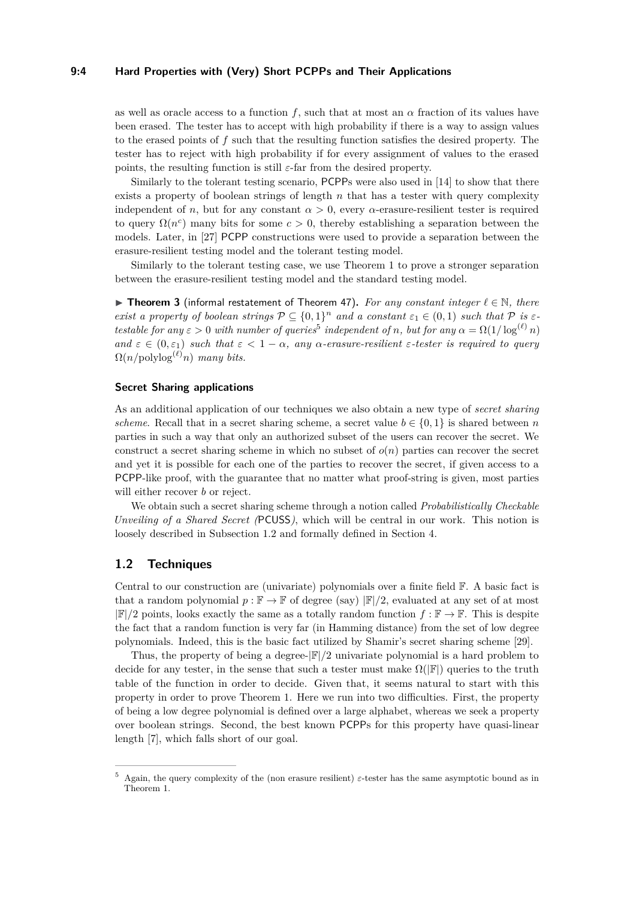as well as oracle access to a function $f$, such that at most an $\alpha$ fraction of its values have been erased. The tester has to accept with high probability if there is a way to assign values to the erased points of $f$ such that the resulting function satisfies the desired property. The tester has to reject with high probability if for every assignment of values to the erased points, the resulting function is still $\varepsilon$-far from the desired property.

Similarly to the tolerant testing scenario, PCPPs were also used in [14] to show that there exists a property of boolean strings of length $n$ that has a tester with query complexity independent of $n$, but for any constant $\alpha > 0$, every $\alpha$-erasure-resilient tester is required to query $\Omega(n^c)$ many bits for some $c > 0$, thereby establishing a separation between the models. Later, in [27] PCPP constructions were used to provide a separation between the erasure-resilient testing model and the tolerant testing model.

Similarly to the tolerant testing case, we use Theorem 1 to prove a stronger separation between the erasure-resilient testing model and the standard testing model.

▶ **Theorem 3** (informal restatement of Theorem 47). *For any constant integer $\ell \in \mathbb{N}$, there exist a property of boolean strings $\mathcal{P} \subseteq \{0,1\}^n$ and a constant $\varepsilon_1 \in (0,1)$ such that $\mathcal{P}$ is $\varepsilon$-testable for any $\varepsilon > 0$ with number of queries[5] independent of $n$, but for any $\alpha = \Omega(1/\log^{(\ell)} n)$ and $\varepsilon \in (0, \varepsilon_1)$ such that $\varepsilon < 1 - \alpha$, any $\alpha$-erasure-resilient $\varepsilon$-tester is required to query $\Omega(n/\mathrm{polylog}^{(\ell)} n)$ many bits.*

#### Secret Sharing applications

As an additional application of our techniques we also obtain a new type of *secret sharing scheme*. Recall that in a secret sharing scheme, a secret value $b \in \{0,1\}$ is shared between $n$ parties in such a way that only an authorized subset of the users can recover the secret. We construct a secret sharing scheme in which no subset of $o(n)$ parties can recover the secret and yet it is possible for each one of the parties to recover the secret, if given access to a PCPP-like proof, with the guarantee that no matter what proof-string is given, most parties will either recover $b$ or reject.

We obtain such a secret sharing scheme through a notion called *Probabilistically Checkable Unveiling of a Shared Secret (*PCUSS*)*, which will be central in our work. This notion is loosely described in Subsection 1.2 and formally defined in Section 4.

## 1.2 Techniques

Central to our construction are (univariate) polynomials over a finite field $\mathbb{F}$. A basic fact is that a random polynomial $p : \mathbb{F} \to \mathbb{F}$ of degree (say) $|\mathbb{F}|/2$, evaluated at any set of at most $|\mathbb{F}|/2$ points, looks exactly the same as a totally random function $f : \mathbb{F} \to \mathbb{F}$. This is despite the fact that a random function is very far (in Hamming distance) from the set of low degree polynomials. Indeed, this is the basic fact utilized by Shamir's secret sharing scheme [29].

Thus, the property of being a degree-$|\mathbb{F}|/2$ univariate polynomial is a hard problem to decide for any tester, in the sense that such a tester must make $\Omega(|\mathbb{F}|)$ queries to the truth table of the function in order to decide. Given that, it seems natural to start with this property in order to prove Theorem 1. Here we run into two difficulties. First, the property of being a low degree polynomial is defined over a large alphabet, whereas we seek a property over boolean strings. Second, the best known PCPPs for this property have quasi-linear length [7], which falls short of our goal.

---

[5] Again, the query complexity of the (non erasure resilient) $\varepsilon$-tester has the same asymptotic bound as in Theorem 1.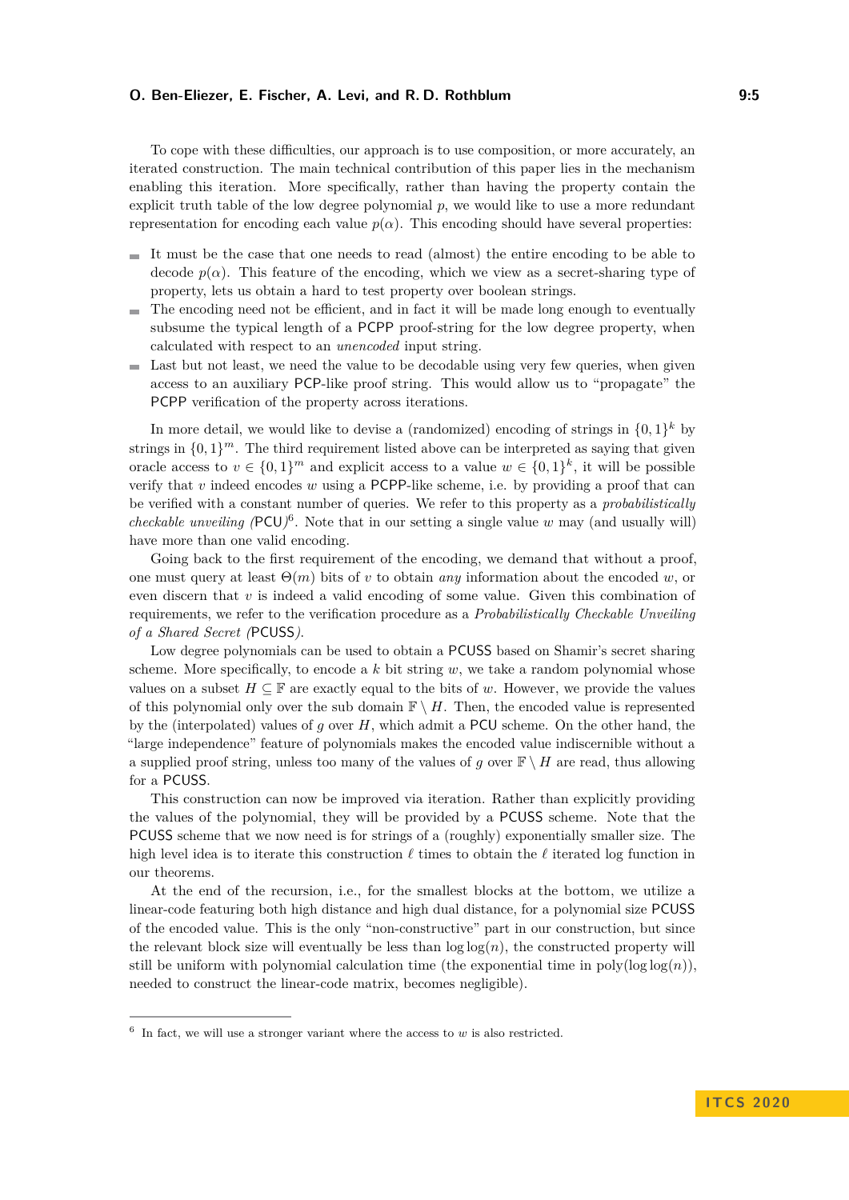To cope with these difficulties, our approach is to use composition, or more accurately, an iterated construction. The main technical contribution of this paper lies in the mechanism enabling this iteration. More specifically, rather than having the property contain the explicit truth table of the low degree polynomial $p$, we would like to use a more redundant representation for encoding each value $p(\alpha)$. This encoding should have several properties:

- It must be the case that one needs to read (almost) the entire encoding to be able to decode $p(\alpha)$. This feature of the encoding, which we view as a secret-sharing type of property, lets us obtain a hard to test property over boolean strings.
- The encoding need not be efficient, and in fact it will be made long enough to eventually subsume the typical length of a PCPP proof-string for the low degree property, when calculated with respect to an *unencoded* input string.
- Last but not least, we need the value to be decodable using very few queries, when given access to an auxiliary PCP-like proof string. This would allow us to "propagate" the PCPP verification of the property across iterations.

In more detail, we would like to devise a (randomized) encoding of strings in $\{0,1\}^k$ by strings in $\{0,1\}^m$. The third requirement listed above can be interpreted as saying that given oracle access to $v \in \{0,1\}^m$ and explicit access to a value $w \in \{0,1\}^k$, it will be possible verify that $v$ indeed encodes $w$ using a PCPP-like scheme, i.e. by providing a proof that can be verified with a constant number of queries. We refer to this property as a *probabilistically checkable unveiling* (PCU)[6]. Note that in our setting a single value $w$ may (and usually will) have more than one valid encoding.

Going back to the first requirement of the encoding, we demand that without a proof, one must query at least $\Theta(m)$ bits of $v$ to obtain *any* information about the encoded $w$, or even discern that $v$ is indeed a valid encoding of some value. Given this combination of requirements, we refer to the verification procedure as a *Probabilistically Checkable Unveiling of a Shared Secret* (PCUSS).

Low degree polynomials can be used to obtain a PCUSS based on Shamir's secret sharing scheme. More specifically, to encode a $k$ bit string $w$, we take a random polynomial whose values on a subset $H \subseteq \mathbb{F}$ are exactly equal to the bits of $w$. However, we provide the values of this polynomial only over the sub domain $\mathbb{F} \setminus H$. Then, the encoded value is represented by the (interpolated) values of $g$ over $H$, which admit a PCU scheme. On the other hand, the "large independence" feature of polynomials makes the encoded value indiscernible without a supplied proof string, unless too many of the values of $g$ over $\mathbb{F} \setminus H$ are read, thus allowing for a PCUSS.

This construction can now be improved via iteration. Rather than explicitly providing the values of the polynomial, they will be provided by a PCUSS scheme. Note that the PCUSS scheme that we now need is for strings of a (roughly) exponentially smaller size. The high level idea is to iterate this construction $\ell$ times to obtain the $\ell$ iterated log function in our theorems.

At the end of the recursion, i.e., for the smallest blocks at the bottom, we utilize a linear-code featuring both high distance and high dual distance, for a polynomial size PCUSS of the encoded value. This is the only "non-constructive" part in our construction, but since the relevant block size will eventually be less than $\log\log(n)$, the constructed property will still be uniform with polynomial calculation time (the exponential time in $\mathrm{poly}(\log\log(n))$, needed to construct the linear-code matrix, becomes negligible).

[6] In fact, we will use a stronger variant where the access to $w$ is also restricted.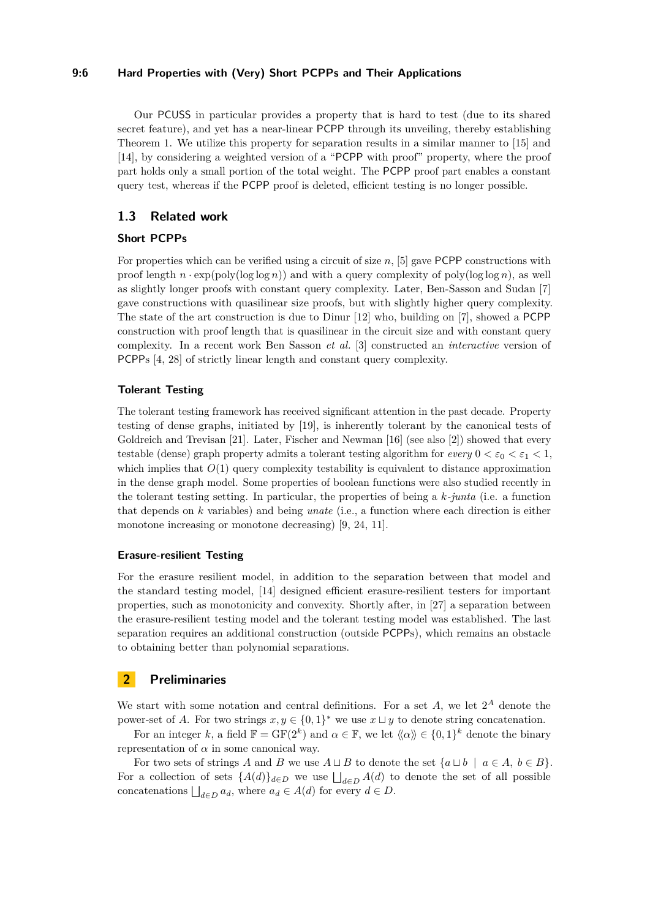Our PCUSS in particular provides a property that is hard to test (due to its shared secret feature), and yet has a near-linear PCPP through its unveiling, thereby establishing Theorem 1. We utilize this property for separation results in a similar manner to [15] and [14], by considering a weighted version of a "PCPP with proof" property, where the proof part holds only a small portion of the total weight. The PCPP proof part enables a constant query test, whereas if the PCPP proof is deleted, efficient testing is no longer possible.

## 1.3 Related work

### Short PCPPs

For properties which can be verified using a circuit of size $n$, [5] gave PCPP constructions with proof length $n \cdot \exp(\text{poly}(\log \log n))$ and with a query complexity of $\text{poly}(\log \log n)$, as well as slightly longer proofs with constant query complexity. Later, Ben-Sasson and Sudan [7] gave constructions with quasilinear size proofs, but with slightly higher query complexity. The state of the art construction is due to Dinur [12] who, building on [7], showed a PCPP construction with proof length that is quasilinear in the circuit size and with constant query complexity. In a recent work Ben Sasson *et al.* [3] constructed an *interactive* version of PCPPs [4, 28] of strictly linear length and constant query complexity.

### Tolerant Testing

The tolerant testing framework has received significant attention in the past decade. Property testing of dense graphs, initiated by [19], is inherently tolerant by the canonical tests of Goldreich and Trevisan [21]. Later, Fischer and Newman [16] (see also [2]) showed that every testable (dense) graph property admits a tolerant testing algorithm for *every* $0 < \varepsilon_0 < \varepsilon_1 < 1$, which implies that $O(1)$ query complexity testability is equivalent to distance approximation in the dense graph model. Some properties of boolean functions were also studied recently in the tolerant testing setting. In particular, the properties of being a $k$-*junta* (i.e. a function that depends on $k$ variables) and being *unate* (i.e., a function where each direction is either monotone increasing or monotone decreasing) [9, 24, 11].

### Erasure-resilient Testing

For the erasure resilient model, in addition to the separation between that model and the standard testing model, [14] designed efficient erasure-resilient testers for important properties, such as monotonicity and convexity. Shortly after, in [27] a separation between the erasure-resilient testing model and the tolerant testing model was established. The last separation requires an additional construction (outside PCPPs), which remains an obstacle to obtaining better than polynomial separations.

## 2 Preliminaries

We start with some notation and central definitions. For a set $A$, we let $2^A$ denote the power-set of $A$. For two strings $x, y \in \{0,1\}^*$ we use $x \sqcup y$ to denote string concatenation.

For an integer $k$, a field $\mathbb{F} = \text{GF}(2^k)$ and $\alpha \in \mathbb{F}$, we let $\langle\!\langle \alpha \rangle\!\rangle \in \{0,1\}^k$ denote the binary representation of $\alpha$ in some canonical way.

For two sets of strings $A$ and $B$ we use $A \sqcup B$ to denote the set $\{a \sqcup b \mid a \in A,\ b \in B\}$. For a collection of sets $\{A(d)\}_{d \in D}$ we use $\bigsqcup_{d \in D} A(d)$ to denote the set of all possible concatenations $\bigsqcup_{d \in D} a_d$, where $a_d \in A(d)$ for every $d \in D$.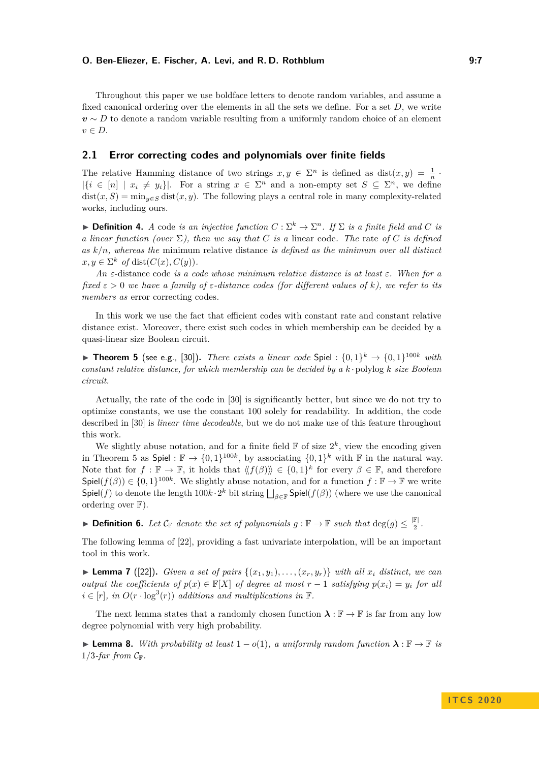Throughout this paper we use boldface letters to denote random variables, and assume a fixed canonical ordering over the elements in all the sets we define. For a set $D$, we write $\boldsymbol{v} \sim D$ to denote a random variable resulting from a uniformly random choice of an element $v \in D$.

## 2.1 Error correcting codes and polynomials over finite fields

The relative Hamming distance of two strings $x, y \in \Sigma^n$ is defined as $\text{dist}(x, y) = \frac{1}{n} \cdot |\{i \in [n] \mid x_i \neq y_i\}|$. For a string $x \in \Sigma^n$ and a non-empty set $S \subseteq \Sigma^n$, we define $\text{dist}(x, S) = \min_{y \in S} \text{dist}(x, y)$. The following plays a central role in many complexity-related works, including ours.

▶ **Definition 4.** *A* code *is an injective function $C : \Sigma^k \to \Sigma^n$. If $\Sigma$ is a finite field and $C$ is a linear function (over $\Sigma$), then we say that $C$ is a* linear code. *The* rate *of $C$ is defined as $k/n$, whereas the* minimum relative distance *is defined as the minimum over all distinct $x, y \in \Sigma^k$ of $\text{dist}(C(x), C(y))$.*

*An $\varepsilon$-*distance code *is a code whose minimum relative distance is at least $\varepsilon$. When for a fixed $\varepsilon > 0$ we have a family of $\varepsilon$-distance codes (for different values of $k$), we refer to its members as* error correcting codes*.*

In this work we use the fact that efficient codes with constant rate and constant relative distance exist. Moreover, there exist such codes in which membership can be decided by a quasi-linear size Boolean circuit.

▶ **Theorem 5** (see e.g., [30]). *There exists a linear code* $\mathsf{Spiel} : \{0,1\}^k \to \{0,1\}^{100k}$ *with constant relative distance, for which membership can be decided by a $k \cdot \text{polylog}\, k$ size Boolean circuit.*

Actually, the rate of the code in [30] is significantly better, but since we do not try to optimize constants, we use the constant 100 solely for readability. In addition, the code described in [30] is *linear time decodeable*, but we do not make use of this feature throughout this work.

We slightly abuse notation, and for a finite field $\mathbb{F}$ of size $2^k$, view the encoding given in Theorem 5 as $\mathsf{Spiel} : \mathbb{F} \to \{0,1\}^{100k}$, by associating $\{0,1\}^k$ with $\mathbb{F}$ in the natural way. Note that for $f : \mathbb{F} \to \mathbb{F}$, it holds that $\langle\!\langle f(\beta) \rangle\!\rangle \in \{0,1\}^k$ for every $\beta \in \mathbb{F}$, and therefore $\mathsf{Spiel}(f(\beta)) \in \{0,1\}^{100k}$. We slightly abuse notation, and for a function $f : \mathbb{F} \to \mathbb{F}$ we write $\mathsf{Spiel}(f)$ to denote the length $100k \cdot 2^k$ bit string $\bigsqcup_{\beta \in \mathbb{F}} \mathsf{Spiel}(f(\beta))$ (where we use the canonical ordering over $\mathbb{F}$).

▶ **Definition 6.** *Let $\mathcal{C}_{\mathbb{F}}$ denote the set of polynomials $g : \mathbb{F} \to \mathbb{F}$ such that $\deg(g) \leq \frac{|\mathbb{F}|}{2}$.*

The following lemma of [22], providing a fast univariate interpolation, will be an important tool in this work.

▶ **Lemma 7** ([22]). *Given a set of pairs $\{(x_1, y_1), \ldots, (x_r, y_r)\}$ with all $x_i$ distinct, we can output the coefficients of $p(x) \in \mathbb{F}[X]$ of degree at most $r - 1$ satisfying $p(x_i) = y_i$ for all $i \in [r]$, in $O(r \cdot \log^3(r))$ additions and multiplications in $\mathbb{F}$.*

The next lemma states that a randomly chosen function $\boldsymbol{\lambda} : \mathbb{F} \to \mathbb{F}$ is far from any low degree polynomial with very high probability.

▶ **Lemma 8.** *With probability at least $1 - o(1)$, a uniformly random function $\boldsymbol{\lambda} : \mathbb{F} \to \mathbb{F}$ is $1/3$-far from $\mathcal{C}_{\mathbb{F}}$.*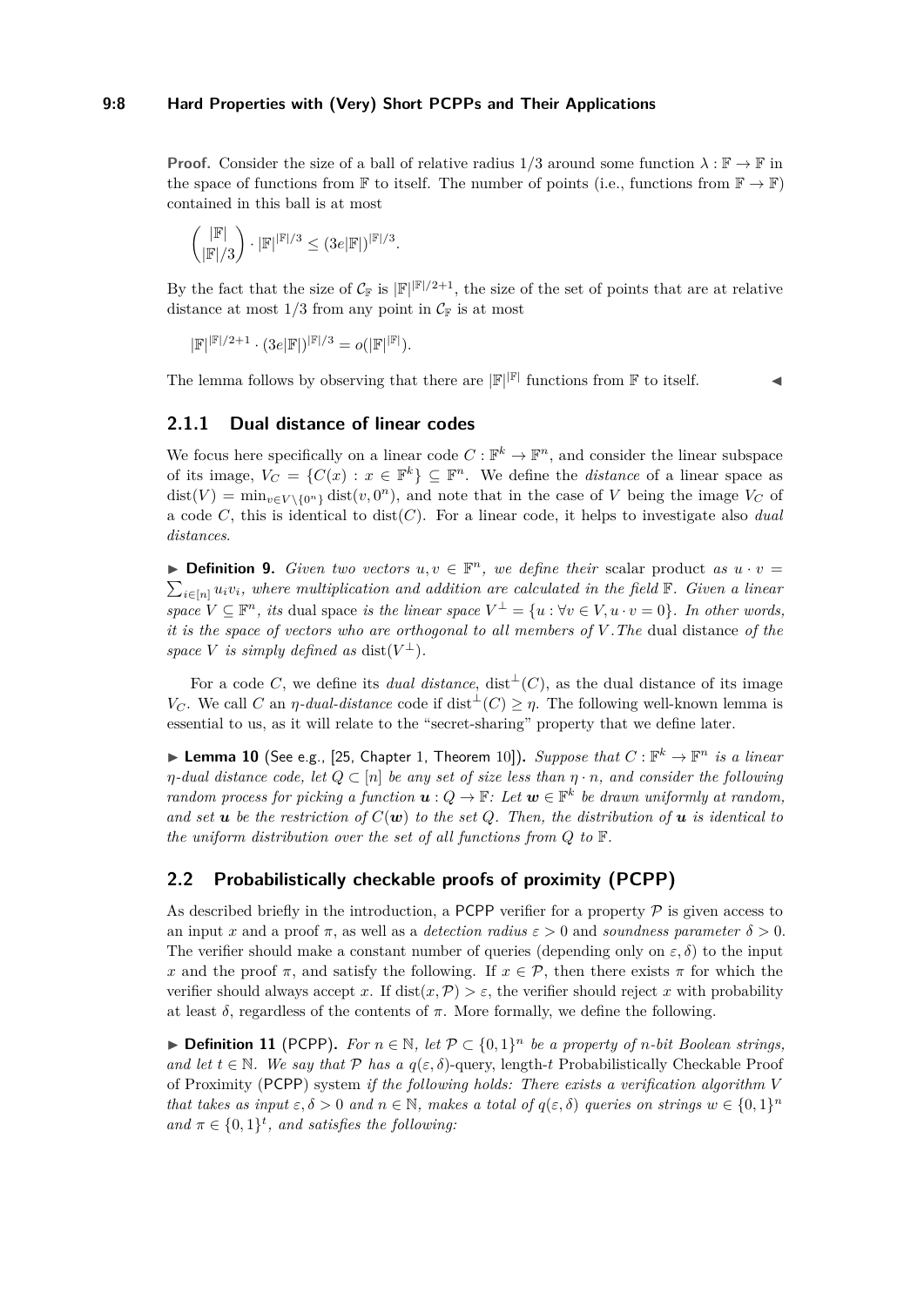**Proof.** Consider the size of a ball of relative radius $1/3$ around some function $\lambda : \mathbb{F} \to \mathbb{F}$ in the space of functions from $\mathbb{F}$ to itself. The number of points (i.e., functions from $\mathbb{F} \to \mathbb{F}$) contained in this ball is at most

$$\binom{|\mathbb{F}|}{|\mathbb{F}|/3} \cdot |\mathbb{F}|^{|\mathbb{F}|/3} \leq (3e|\mathbb{F}|)^{|\mathbb{F}|/3}.$$

By the fact that the size of $\mathcal{C}_{\mathbb{F}}$ is $|\mathbb{F}|^{|\mathbb{F}|/2+1}$, the size of the set of points that are at relative distance at most $1/3$ from any point in $\mathcal{C}_{\mathbb{F}}$ is at most

$$|\mathbb{F}|^{|\mathbb{F}|/2+1} \cdot (3e|\mathbb{F}|)^{|\mathbb{F}|/3} = o(|\mathbb{F}|^{|\mathbb{F}|}).$$

The lemma follows by observing that there are $|\mathbb{F}|^{|\mathbb{F}|}$ functions from $\mathbb{F}$ to itself. ◀

### 2.1.1 Dual distance of linear codes

We focus here specifically on a linear code $C : \mathbb{F}^k \to \mathbb{F}^n$, and consider the linear subspace of its image, $V_C = \{C(x) : x \in \mathbb{F}^k\} \subseteq \mathbb{F}^n$. We define the *distance* of a linear space as $\operatorname{dist}(V) = \min_{v \in V \setminus \{0^n\}} \operatorname{dist}(v, 0^n)$, and note that in the case of $V$ being the image $V_C$ of a code $C$, this is identical to $\operatorname{dist}(C)$. For a linear code, it helps to investigate also *dual distances*.

▶ **Definition 9.** *Given two vectors $u, v \in \mathbb{F}^n$, we define their* scalar product *as $u \cdot v = \sum_{i \in [n]} u_i v_i$, where multiplication and addition are calculated in the field $\mathbb{F}$. Given a linear space $V \subseteq \mathbb{F}^n$, its* dual space *is the linear space $V^\perp = \{u : \forall v \in V, u \cdot v = 0\}$. In other words, it is the space of vectors who are orthogonal to all members of $V$. The* dual distance *of the space $V$ is simply defined as $\operatorname{dist}(V^\perp)$.*

For a code $C$, we define its *dual distance*, $\operatorname{dist}^\perp(C)$, as the dual distance of its image $V_C$. We call $C$ an *$\eta$-dual-distance* code if $\operatorname{dist}^\perp(C) \geq \eta$. The following well-known lemma is essential to us, as it will relate to the "secret-sharing" property that we define later.

▶ **Lemma 10** (See e.g., [25, Chapter 1, Theorem 10])**.** *Suppose that $C : \mathbb{F}^k \to \mathbb{F}^n$ is a linear $\eta$-dual distance code, let $Q \subset [n]$ be any set of size less than $\eta \cdot n$, and consider the following random process for picking a function $\boldsymbol{u} : Q \to \mathbb{F}$: Let $\boldsymbol{w} \in \mathbb{F}^k$ be drawn uniformly at random, and set $\boldsymbol{u}$ be the restriction of $C(\boldsymbol{w})$ to the set $Q$. Then, the distribution of $\boldsymbol{u}$ is identical to the uniform distribution over the set of all functions from $Q$ to $\mathbb{F}$.*

## 2.2 Probabilistically checkable proofs of proximity (PCPP)

As described briefly in the introduction, a PCPP verifier for a property $\mathcal{P}$ is given access to an input $x$ and a proof $\pi$, as well as a *detection radius* $\varepsilon > 0$ and *soundness parameter* $\delta > 0$. The verifier should make a constant number of queries (depending only on $\varepsilon, \delta$) to the input $x$ and the proof $\pi$, and satisfy the following. If $x \in \mathcal{P}$, then there exists $\pi$ for which the verifier should always accept $x$. If $\operatorname{dist}(x, \mathcal{P}) > \varepsilon$, the verifier should reject $x$ with probability at least $\delta$, regardless of the contents of $\pi$. More formally, we define the following.

▶ **Definition 11** (PCPP)**.** *For $n \in \mathbb{N}$, let $\mathcal{P} \subset \{0,1\}^n$ be a property of $n$-bit Boolean strings, and let $t \in \mathbb{N}$. We say that $\mathcal{P}$ has a $q(\varepsilon, \delta)$*-query, length-*$t$* Probabilistically Checkable Proof of Proximity (PCPP) system *if the following holds: There exists a verification algorithm $V$ that takes as input $\varepsilon, \delta > 0$ and $n \in \mathbb{N}$, makes a total of $q(\varepsilon, \delta)$ queries on strings $w \in \{0,1\}^n$ and $\pi \in \{0,1\}^t$, and satisfies the following:*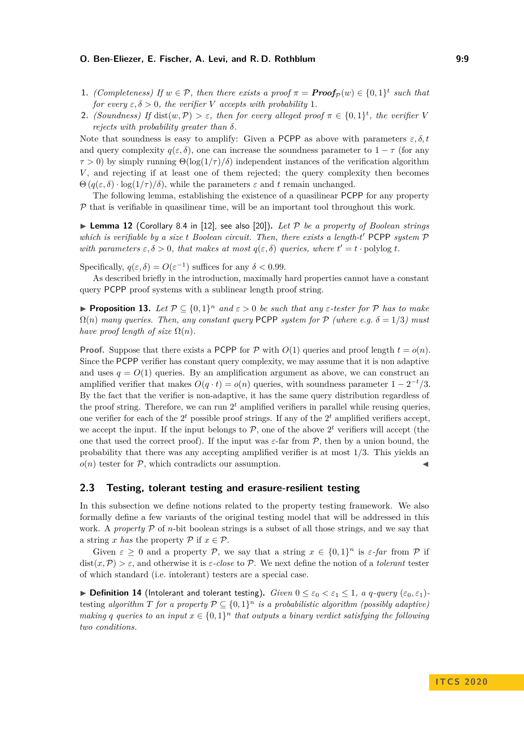1. *(Completeness) If $w \in \mathcal{P}$, then there exists a proof $\pi = \textbf{\textit{Proof}}_{\mathcal{P}}(w) \in \{0,1\}^t$ such that for every $\varepsilon, \delta > 0$, the verifier $V$ accepts with probability 1.*
2. *(Soundness) If $\mathrm{dist}(w, \mathcal{P}) > \varepsilon$, then for every alleged proof $\pi \in \{0,1\}^t$, the verifier $V$ rejects with probability greater than $\delta$.*

Note that soundness is easy to amplify: Given a PCPP as above with parameters $\varepsilon, \delta, t$ and query complexity $q(\varepsilon, \delta)$, one can increase the soundness parameter to $1 - \tau$ (for any $\tau > 0$) by simply running $\Theta(\log(1/\tau)/\delta)$ independent instances of the verification algorithm $V$, and rejecting if at least one of them rejected; the query complexity then becomes $\Theta(q(\varepsilon, \delta) \cdot \log(1/\tau)/\delta)$, while the parameters $\varepsilon$ and $t$ remain unchanged.

The following lemma, establishing the existence of a quasilinear PCPP for any property $\mathcal{P}$ that is verifiable in quasilinear time, will be an important tool throughout this work.

▶ **Lemma 12** (Corollary 8.4 in [12], see also [20]). *Let $\mathcal{P}$ be a property of Boolean strings which is verifiable by a size $t$ Boolean circuit. Then, there exists a length-$t'$ PCPP system $\mathcal{P}$ with parameters $\varepsilon, \delta > 0$, that makes at most $q(\varepsilon, \delta)$ queries, where $t' = t \cdot \mathrm{polylog}\, t$.*

Specifically, $q(\varepsilon, \delta) = O(\varepsilon^{-1})$ suffices for any $\delta < 0.99$.

As described briefly in the introduction, maximally hard properties cannot have a constant query PCPP proof systems with a sublinear length proof string.

▶ **Proposition 13.** *Let $\mathcal{P} \subseteq \{0,1\}^n$ and $\varepsilon > 0$ be such that any $\varepsilon$-tester for $\mathcal{P}$ has to make $\Omega(n)$ many queries. Then, any constant query PCPP system for $\mathcal{P}$ (where e.g. $\delta = 1/3$) must have proof length of size $\Omega(n)$.*

**Proof.** Suppose that there exists a PCPP for $\mathcal{P}$ with $O(1)$ queries and proof length $t = o(n)$. Since the PCPP verifier has constant query complexity, we may assume that it is non adaptive and uses $q = O(1)$ queries. By an amplification argument as above, we can construct an amplified verifier that makes $O(q \cdot t) = o(n)$ queries, with soundness parameter $1 - 2^{-t}/3$. By the fact that the verifier is non-adaptive, it has the same query distribution regardless of the proof string. Therefore, we can run $2^t$ amplified verifiers in parallel while reusing queries, one verifier for each of the $2^t$ possible proof strings. If any of the $2^t$ amplified verifiers accept, we accept the input. If the input belongs to $\mathcal{P}$, one of the above $2^t$ verifiers will accept (the one that used the correct proof). If the input was $\varepsilon$-far from $\mathcal{P}$, then by a union bound, the probability that there was any accepting amplified verifier is at most $1/3$. This yields an $o(n)$ tester for $\mathcal{P}$, which contradicts our assumption. ◀

## 2.3 Testing, tolerant testing and erasure-resilient testing

In this subsection we define notions related to the property testing framework. We also formally define a few variants of the original testing model that will be addressed in this work. A *property* $\mathcal{P}$ of $n$-bit boolean strings is a subset of all those strings, and we say that a string $x$ *has* the property $\mathcal{P}$ if $x \in \mathcal{P}$.

Given $\varepsilon \geq 0$ and a property $\mathcal{P}$, we say that a string $x \in \{0,1\}^n$ is $\varepsilon$*-far* from $\mathcal{P}$ if $\mathrm{dist}(x, \mathcal{P}) > \varepsilon$, and otherwise it is $\varepsilon$*-close* to $\mathcal{P}$. We next define the notion of a *tolerant* tester of which standard (i.e. intolerant) testers are a special case.

▶ **Definition 14** (Intolerant and tolerant testing). *Given $0 \leq \varepsilon_0 < \varepsilon_1 \leq 1$, a $q$-query $(\varepsilon_0, \varepsilon_1)$-testing algorithm $T$ for a property $\mathcal{P} \subseteq \{0,1\}^n$ is a probabilistic algorithm (possibly adaptive) making $q$ queries to an input $x \in \{0,1\}^n$ that outputs a binary verdict satisfying the following two conditions.*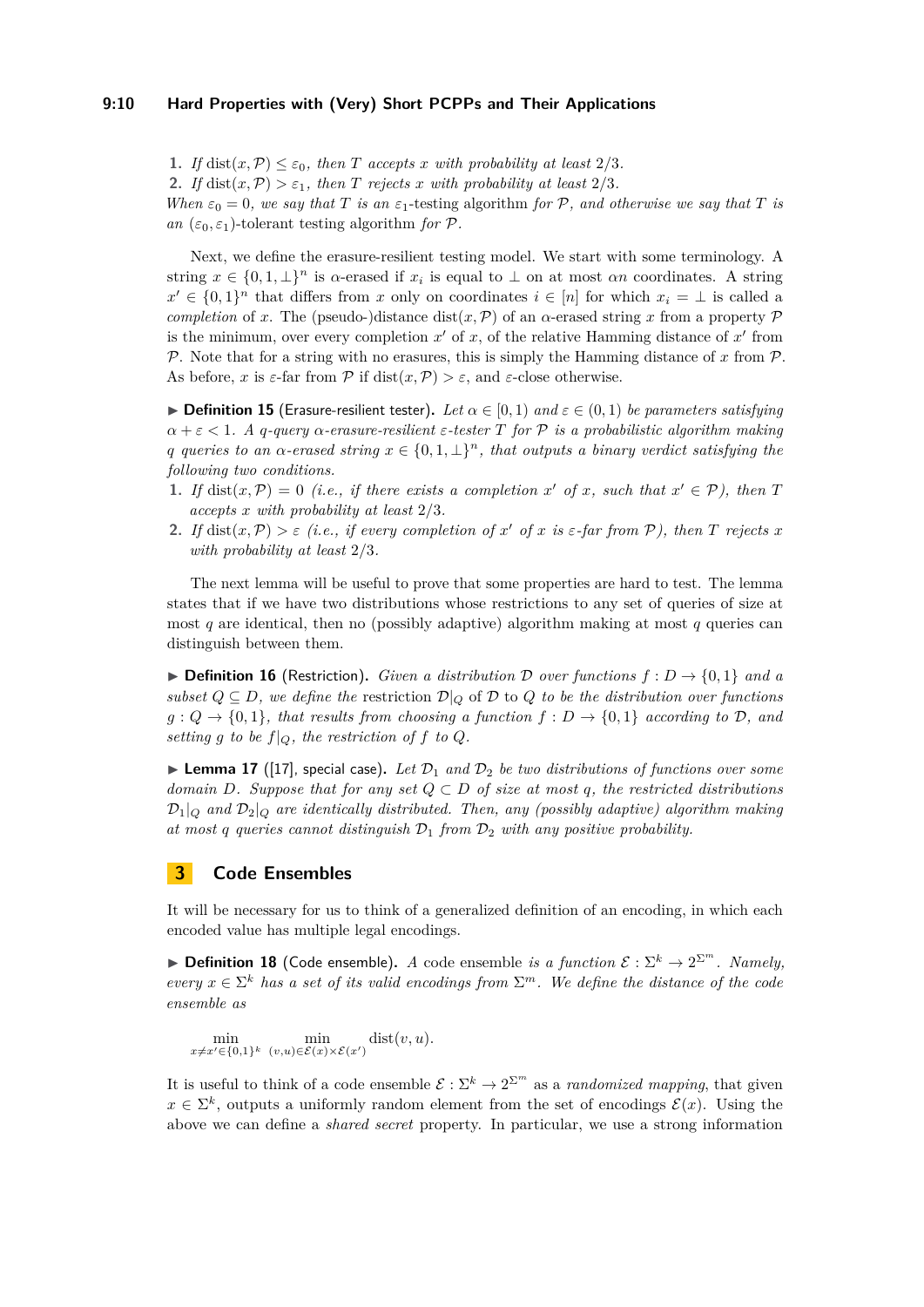1. *If* $\mathrm{dist}(x, \mathcal{P}) \leq \varepsilon_0$*, then* $T$ *accepts* $x$ *with probability at least* $2/3$*.*
2. *If* $\mathrm{dist}(x, \mathcal{P}) > \varepsilon_1$*, then* $T$ *rejects* $x$ *with probability at least* $2/3$*.*

*When* $\varepsilon_0 = 0$*, we say that* $T$ *is an* $\varepsilon_1$*-*testing algorithm *for* $\mathcal{P}$*, and otherwise we say that* $T$ *is an* $(\varepsilon_0, \varepsilon_1)$*-*tolerant testing algorithm *for* $\mathcal{P}$*.*

Next, we define the erasure-resilient testing model. We start with some terminology. A string $x \in \{0, 1, \perp\}^n$ is $\alpha$-erased if $x_i$ is equal to $\perp$ on at most $\alpha n$ coordinates. A string $x' \in \{0, 1\}^n$ that differs from $x$ only on coordinates $i \in [n]$ for which $x_i = \perp$ is called a *completion* of $x$. The (pseudo-)distance $\mathrm{dist}(x, \mathcal{P})$ of an $\alpha$-erased string $x$ from a property $\mathcal{P}$ is the minimum, over every completion $x'$ of $x$, of the relative Hamming distance of $x'$ from $\mathcal{P}$. Note that for a string with no erasures, this is simply the Hamming distance of $x$ from $\mathcal{P}$. As before, $x$ is $\varepsilon$-far from $\mathcal{P}$ if $\mathrm{dist}(x, \mathcal{P}) > \varepsilon$, and $\varepsilon$-close otherwise.

▶ **Definition 15** (Erasure-resilient tester)**.** *Let* $\alpha \in [0, 1)$ *and* $\varepsilon \in (0, 1)$ *be parameters satisfying* $\alpha + \varepsilon < 1$*. A* $q$*-query* $\alpha$*-erasure-resilient* $\varepsilon$*-tester* $T$ *for* $\mathcal{P}$ *is a probabilistic algorithm making* $q$ *queries to an* $\alpha$*-erased string* $x \in \{0, 1, \perp\}^n$*, that outputs a binary verdict satisfying the following two conditions.*

1. *If* $\mathrm{dist}(x, \mathcal{P}) = 0$ *(i.e., if there exists a completion* $x'$ *of* $x$*, such that* $x' \in \mathcal{P}$*), then* $T$ *accepts* $x$ *with probability at least* $2/3$*.*
2. *If* $\mathrm{dist}(x, \mathcal{P}) > \varepsilon$ *(i.e., if every completion of* $x'$ *of* $x$ *is* $\varepsilon$*-far from* $\mathcal{P}$*), then* $T$ *rejects* $x$ *with probability at least* $2/3$*.*

The next lemma will be useful to prove that some properties are hard to test. The lemma states that if we have two distributions whose restrictions to any set of queries of size at most $q$ are identical, then no (possibly adaptive) algorithm making at most $q$ queries can distinguish between them.

▶ **Definition 16** (Restriction)**.** *Given a distribution* $\mathcal{D}$ *over functions* $f : D \to \{0, 1\}$ *and a subset* $Q \subseteq D$*, we define the* restriction $\mathcal{D}|_Q$ of $\mathcal{D}$ to $Q$ *to be the distribution over functions* $g : Q \to \{0, 1\}$*, that results from choosing a function* $f : D \to \{0, 1\}$ *according to* $\mathcal{D}$*, and setting* $g$ *to be* $f|_Q$*, the restriction of* $f$ *to* $Q$*.*

▶ **Lemma 17** ([17], special case)**.** *Let* $\mathcal{D}_1$ *and* $\mathcal{D}_2$ *be two distributions of functions over some domain* $D$*. Suppose that for any set* $Q \subset D$ *of size at most* $q$*, the restricted distributions* $\mathcal{D}_1|_Q$ *and* $\mathcal{D}_2|_Q$ *are identically distributed. Then, any (possibly adaptive) algorithm making at most* $q$ *queries cannot distinguish* $\mathcal{D}_1$ *from* $\mathcal{D}_2$ *with any positive probability.*

## 3 Code Ensembles

It will be necessary for us to think of a generalized definition of an encoding, in which each encoded value has multiple legal encodings.

▶ **Definition 18** (Code ensemble)**.** *A* code ensemble *is a function* $\mathcal{E} : \Sigma^k \to 2^{\Sigma^m}$*. Namely, every* $x \in \Sigma^k$ *has a set of its valid encodings from* $\Sigma^m$*. We define the distance of the code ensemble as*

$$\min_{x \neq x' \in \{0,1\}^k} \; \min_{(v,u) \in \mathcal{E}(x) \times \mathcal{E}(x')} \mathrm{dist}(v, u).$$

It is useful to think of a code ensemble $\mathcal{E} : \Sigma^k \to 2^{\Sigma^m}$ as a *randomized mapping*, that given $x \in \Sigma^k$, outputs a uniformly random element from the set of encodings $\mathcal{E}(x)$. Using the above we can define a *shared secret* property. In particular, we use a strong information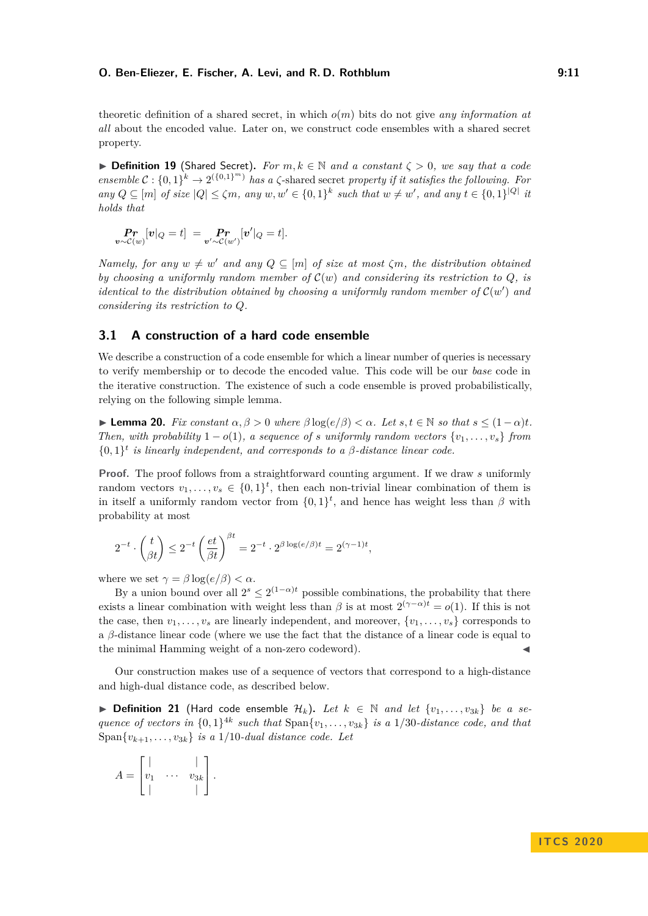theoretic definition of a shared secret, in which $o(m)$ bits do not give *any information at all* about the encoded value. Later on, we construct code ensembles with a shared secret property.

▶ **Definition 19** (Shared Secret)**.** *For $m, k \in \mathbb{N}$ and a constant $\zeta > 0$, we say that a code ensemble $\mathcal{C} : \{0,1\}^k \to 2^{(\{0,1\}^m)}$ has a $\zeta$-shared secret property if it satisfies the following. For any $Q \subseteq [m]$ of size $|Q| \leq \zeta m$, any $w, w' \in \{0,1\}^k$ such that $w \neq w'$, and any $t \in \{0,1\}^{|Q|}$ it holds that*

$$\Pr_{\boldsymbol{v} \sim \mathcal{C}(w)}[\boldsymbol{v}|_Q = t] \;=\; \Pr_{\boldsymbol{v}' \sim \mathcal{C}(w')}[\boldsymbol{v}'|_Q = t].$$

*Namely, for any $w \neq w'$ and any $Q \subseteq [m]$ of size at most $\zeta m$, the distribution obtained by choosing a uniformly random member of $\mathcal{C}(w)$ and considering its restriction to $Q$, is identical to the distribution obtained by choosing a uniformly random member of $\mathcal{C}(w')$ and considering its restriction to $Q$.*

## 3.1 A construction of a hard code ensemble

We describe a construction of a code ensemble for which a linear number of queries is necessary to verify membership or to decode the encoded value. This code will be our *base* code in the iterative construction. The existence of such a code ensemble is proved probabilistically, relying on the following simple lemma.

▶ **Lemma 20.** *Fix constant $\alpha, \beta > 0$ where $\beta \log(e/\beta) < \alpha$. Let $s, t \in \mathbb{N}$ so that $s \leq (1-\alpha)t$. Then, with probability $1 - o(1)$, a sequence of $s$ uniformly random vectors $\{v_1, \ldots, v_s\}$ from $\{0,1\}^t$ is linearly independent, and corresponds to a $\beta$-distance linear code.*

**Proof.** The proof follows from a straightforward counting argument. If we draw $s$ uniformly random vectors $v_1, \ldots, v_s \in \{0,1\}^t$, then each non-trivial linear combination of them is in itself a uniformly random vector from $\{0,1\}^t$, and hence has weight less than $\beta$ with probability at most

$$2^{-t} \cdot \binom{t}{\beta t} \leq 2^{-t} \left(\frac{et}{\beta t}\right)^{\beta t} = 2^{-t} \cdot 2^{\beta \log(e/\beta) t} = 2^{(\gamma - 1)t},$$

where we set $\gamma = \beta \log(e/\beta) < \alpha$.

By a union bound over all $2^s \leq 2^{(1-\alpha)t}$ possible combinations, the probability that there exists a linear combination with weight less than $\beta$ is at most $2^{(\gamma-\alpha)t} = o(1)$. If this is not the case, then $v_1, \ldots, v_s$ are linearly independent, and moreover, $\{v_1, \ldots, v_s\}$ corresponds to a $\beta$-distance linear code (where we use the fact that the distance of a linear code is equal to the minimal Hamming weight of a non-zero codeword). ◀

Our construction makes use of a sequence of vectors that correspond to a high-distance and high-dual distance code, as described below.

▶ **Definition 21** (Hard code ensemble $\mathcal{H}_k$)**.** *Let $k \in \mathbb{N}$ and let $\{v_1, \ldots, v_{3k}\}$ be a sequence of vectors in $\{0,1\}^{4k}$ such that $\mathrm{Span}\{v_1, \ldots, v_{3k}\}$ is a $1/30$-distance code, and that $\mathrm{Span}\{v_{k+1}, \ldots, v_{3k}\}$ is a $1/10$-dual distance code. Let*

$$A = \begin{bmatrix} | & & | \\ v_1 & \cdots & v_{3k} \\ | & & | \end{bmatrix}.$$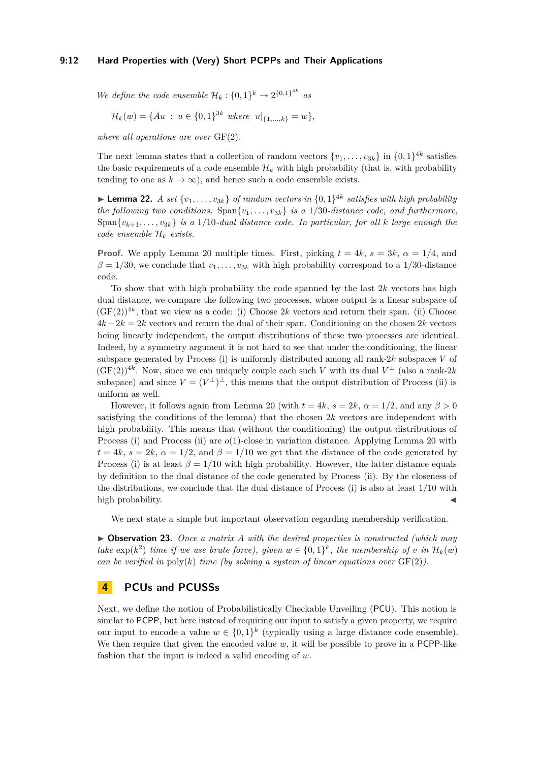*We define the code ensemble* $\mathcal{H}_k : \{0,1\}^k \to 2^{\{0,1\}^{4k}}$ *as*

$$\mathcal{H}_k(w) = \{Au \;:\; u \in \{0,1\}^{3k} \text{ where } u|_{\{1,\ldots,k\}} = w\},$$

*where all operations are over* $\mathrm{GF}(2)$*.*

The next lemma states that a collection of random vectors $\{v_1, \ldots, v_{3k}\}$ in $\{0,1\}^{4k}$ satisfies the basic requirements of a code ensemble $\mathcal{H}_k$ with high probability (that is, with probability tending to one as $k \to \infty$), and hence such a code ensemble exists.

▶ **Lemma 22.** *A set* $\{v_1, \ldots, v_{3k}\}$ *of random vectors in* $\{0,1\}^{4k}$ *satisfies with high probability the following two conditions:* $\mathrm{Span}\{v_1, \ldots, v_{3k}\}$ *is a* $1/30$*-distance code, and furthermore,* $\mathrm{Span}\{v_{k+1}, \ldots, v_{3k}\}$ *is a* $1/10$*-dual distance code. In particular, for all* $k$ *large enough the code ensemble* $\mathcal{H}_k$ *exists.*

**Proof.** We apply Lemma 20 multiple times. First, picking $t = 4k$, $s = 3k$, $\alpha = 1/4$, and $\beta = 1/30$, we conclude that $v_1, \ldots, v_{3k}$ with high probability correspond to a $1/30$-distance code.

To show that with high probability the code spanned by the last $2k$ vectors has high dual distance, we compare the following two processes, whose output is a linear subspace of $(\mathrm{GF}(2))^{4k}$, that we view as a code: (i) Choose $2k$ vectors and return their span. (ii) Choose $4k - 2k = 2k$ vectors and return the dual of their span. Conditioning on the chosen $2k$ vectors being linearly independent, the output distributions of these two processes are identical. Indeed, by a symmetry argument it is not hard to see that under the conditioning, the linear subspace generated by Process (i) is uniformly distributed among all rank-$2k$ subspaces $V$ of $(\mathrm{GF}(2))^{4k}$. Now, since we can uniquely couple each such $V$ with its dual $V^\perp$ (also a rank-$2k$ subspace) and since $V = (V^\perp)^\perp$, this means that the output distribution of Process (ii) is uniform as well.

However, it follows again from Lemma 20 (with $t = 4k$, $s = 2k$, $\alpha = 1/2$, and any $\beta > 0$ satisfying the conditions of the lemma) that the chosen $2k$ vectors are independent with high probability. This means that (without the conditioning) the output distributions of Process (i) and Process (ii) are $o(1)$-close in variation distance. Applying Lemma 20 with $t = 4k$, $s = 2k$, $\alpha = 1/2$, and $\beta = 1/10$ we get that the distance of the code generated by Process (i) is at least $\beta = 1/10$ with high probability. However, the latter distance equals by definition to the dual distance of the code generated by Process (ii). By the closeness of the distributions, we conclude that the dual distance of Process (i) is also at least $1/10$ with high probability. ◀

We next state a simple but important observation regarding membership verification.

▶ **Observation 23.** *Once a matrix* $A$ *with the desired properties is constructed (which may take* $\exp(k^2)$ *time if we use brute force), given* $w \in \{0,1\}^k$*, the membership of* $v$ *in* $\mathcal{H}_k(w)$ *can be verified in* $\mathrm{poly}(k)$ *time (by solving a system of linear equations over* $\mathrm{GF}(2)$*).*

# 4 PCUs and PCUSSs

Next, we define the notion of Probabilistically Checkable Unveiling (PCU). This notion is similar to PCPP, but here instead of requiring our input to satisfy a given property, we require our input to encode a value $w \in \{0,1\}^k$ (typically using a large distance code ensemble). We then require that given the encoded value $w$, it will be possible to prove in a PCPP-like fashion that the input is indeed a valid encoding of $w$.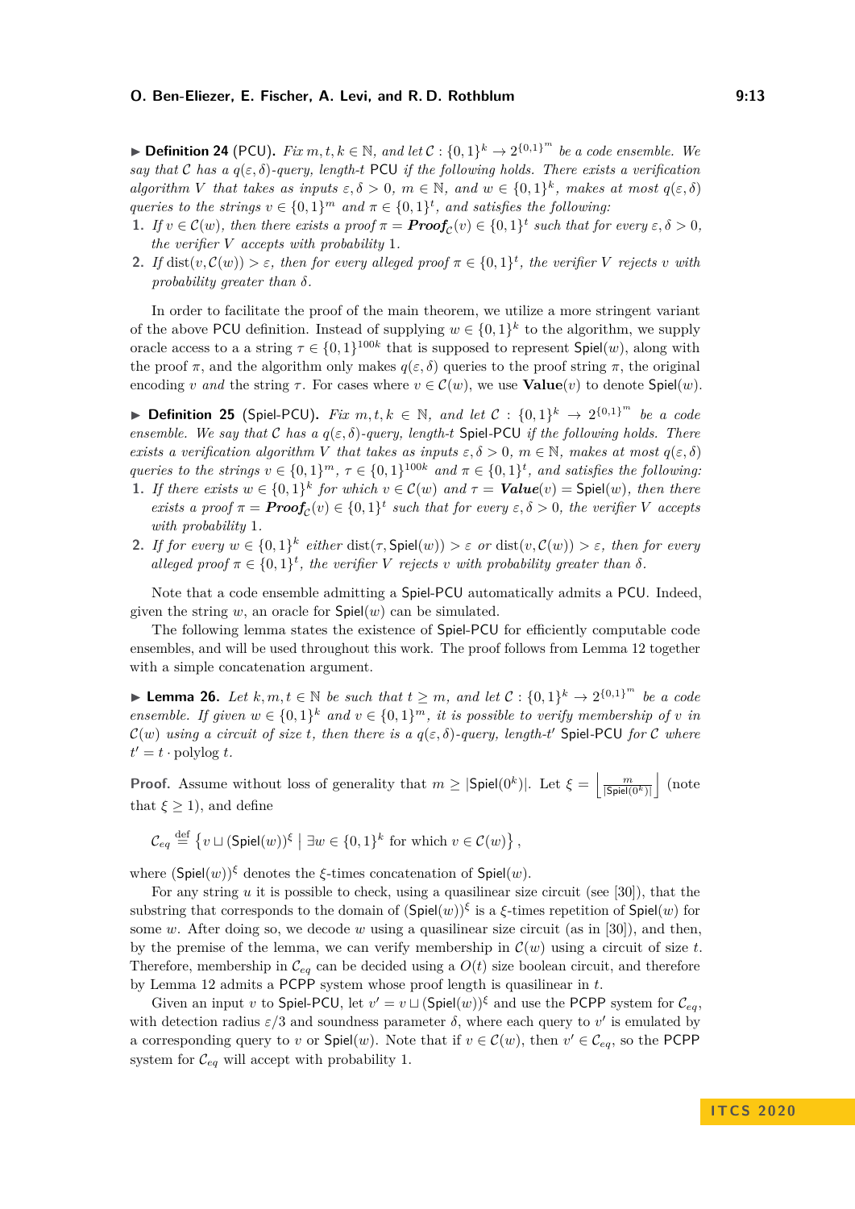▶ **Definition 24** (PCU). *Fix $m, t, k \in \mathbb{N}$, and let $\mathcal{C} : \{0,1\}^k \to 2^{\{0,1\}^m}$ be a code ensemble. We say that $\mathcal{C}$ has a $q(\varepsilon, \delta)$-query, length-$t$ PCU if the following holds. There exists a verification algorithm $V$ that takes as inputs $\varepsilon, \delta > 0$, $m \in \mathbb{N}$, and $w \in \{0,1\}^k$, makes at most $q(\varepsilon, \delta)$ queries to the strings $v \in \{0,1\}^m$ and $\pi \in \{0,1\}^t$, and satisfies the following:*

1. *If $v \in \mathcal{C}(w)$, then there exists a proof $\pi = \textbf{Proof}_{\mathcal{C}}(v) \in \{0,1\}^t$ such that for every $\varepsilon, \delta > 0$, the verifier $V$ accepts with probability 1.*
2. *If $\operatorname{dist}(v, \mathcal{C}(w)) > \varepsilon$, then for every alleged proof $\pi \in \{0,1\}^t$, the verifier $V$ rejects $v$ with probability greater than $\delta$.*

In order to facilitate the proof of the main theorem, we utilize a more stringent variant of the above PCU definition. Instead of supplying $w \in \{0,1\}^k$ to the algorithm, we supply oracle access to a a string $\tau \in \{0,1\}^{100k}$ that is supposed to represent $\mathsf{Spiel}(w)$, along with the proof $\pi$, and the algorithm only makes $q(\varepsilon, \delta)$ queries to the proof string $\pi$, the original encoding $v$ *and* the string $\tau$. For cases where $v \in \mathcal{C}(w)$, we use $\textbf{Value}(v)$ to denote $\mathsf{Spiel}(w)$.

▶ **Definition 25** (Spiel-PCU). *Fix $m, t, k \in \mathbb{N}$, and let $\mathcal{C} : \{0,1\}^k \to 2^{\{0,1\}^m}$ be a code ensemble. We say that $\mathcal{C}$ has a $q(\varepsilon, \delta)$-query, length-$t$ Spiel-PCU if the following holds. There exists a verification algorithm $V$ that takes as inputs $\varepsilon, \delta > 0$, $m \in \mathbb{N}$, makes at most $q(\varepsilon, \delta)$ queries to the strings $v \in \{0,1\}^m$, $\tau \in \{0,1\}^{100k}$ and $\pi \in \{0,1\}^t$, and satisfies the following:*

1. *If there exists $w \in \{0,1\}^k$ for which $v \in \mathcal{C}(w)$ and $\tau = \textbf{Value}(v) = \mathsf{Spiel}(w)$, then there exists a proof $\pi = \textbf{Proof}_{\mathcal{C}}(v) \in \{0,1\}^t$ such that for every $\varepsilon, \delta > 0$, the verifier $V$ accepts with probability 1.*
2. *If for every $w \in \{0,1\}^k$ either $\operatorname{dist}(\tau, \mathsf{Spiel}(w)) > \varepsilon$ or $\operatorname{dist}(v, \mathcal{C}(w)) > \varepsilon$, then for every alleged proof $\pi \in \{0,1\}^t$, the verifier $V$ rejects $v$ with probability greater than $\delta$.*

Note that a code ensemble admitting a Spiel-PCU automatically admits a PCU. Indeed, given the string $w$, an oracle for $\mathsf{Spiel}(w)$ can be simulated.

The following lemma states the existence of Spiel-PCU for efficiently computable code ensembles, and will be used throughout this work. The proof follows from Lemma 12 together with a simple concatenation argument.

▶ **Lemma 26.** *Let $k, m, t \in \mathbb{N}$ be such that $t \geq m$, and let $\mathcal{C} : \{0,1\}^k \to 2^{\{0,1\}^m}$ be a code ensemble. If given $w \in \{0,1\}^k$ and $v \in \{0,1\}^m$, it is possible to verify membership of $v$ in $\mathcal{C}(w)$ using a circuit of size $t$, then there is a $q(\varepsilon, \delta)$-query, length-$t'$ Spiel-PCU for $\mathcal{C}$ where $t' = t \cdot \operatorname{polylog} t$.*

**Proof.** Assume without loss of generality that $m \geq |\mathsf{Spiel}(0^k)|$. Let $\xi = \left\lfloor \frac{m}{|\mathsf{Spiel}(0^k)|} \right\rfloor$ (note that $\xi \geq 1$), and define

$$\mathcal{C}_{eq} \stackrel{\text{def}}{=} \left\{ v \sqcup (\mathsf{Spiel}(w))^{\xi} \;\middle|\; \exists w \in \{0,1\}^k \text{ for which } v \in \mathcal{C}(w) \right\},$$

where $(\mathsf{Spiel}(w))^{\xi}$ denotes the $\xi$-times concatenation of $\mathsf{Spiel}(w)$.

For any string $u$ it is possible to check, using a quasilinear size circuit (see [30]), that the substring that corresponds to the domain of $(\mathsf{Spiel}(w))^{\xi}$ is a $\xi$-times repetition of $\mathsf{Spiel}(w)$ for some $w$. After doing so, we decode $w$ using a quasilinear size circuit (as in [30]), and then, by the premise of the lemma, we can verify membership in $\mathcal{C}(w)$ using a circuit of size $t$. Therefore, membership in $\mathcal{C}_{eq}$ can be decided using a $O(t)$ size boolean circuit, and therefore by Lemma 12 admits a PCPP system whose proof length is quasilinear in $t$.

Given an input $v$ to Spiel-PCU, let $v' = v \sqcup (\mathsf{Spiel}(w))^{\xi}$ and use the PCPP system for $\mathcal{C}_{eq}$, with detection radius $\varepsilon/3$ and soundness parameter $\delta$, where each query to $v'$ is emulated by a corresponding query to $v$ or $\mathsf{Spiel}(w)$. Note that if $v \in \mathcal{C}(w)$, then $v' \in \mathcal{C}_{eq}$, so the PCPP system for $\mathcal{C}_{eq}$ will accept with probability 1.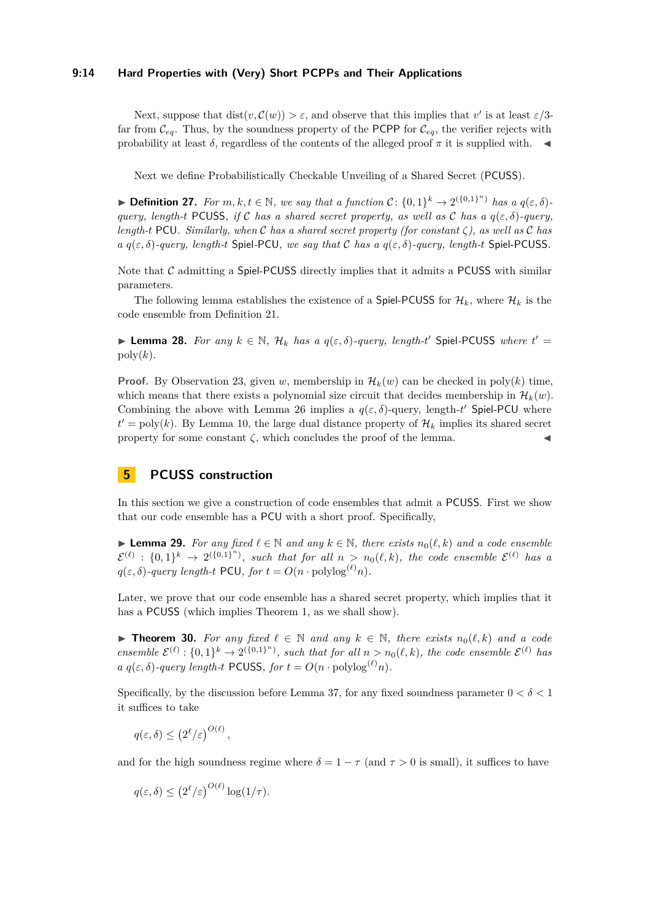Next, suppose that $\text{dist}(v, \mathcal{C}(w)) > \varepsilon$, and observe that this implies that $v'$ is at least $\varepsilon/3$-far from $\mathcal{C}_{eq}$. Thus, by the soundness property of the PCPP for $\mathcal{C}_{eq}$, the verifier rejects with probability at least $\delta$, regardless of the contents of the alleged proof $\pi$ it is supplied with. ◀

Next we define Probabilistically Checkable Unveiling of a Shared Secret (PCUSS).

▶ **Definition 27.** *For $m, k, t \in \mathbb{N}$, we say that a function $\mathcal{C}\colon \{0,1\}^k \to 2^{(\{0,1\}^n)}$ has a $q(\varepsilon,\delta)$-query, length-$t$ PCUSS, if $\mathcal{C}$ has a shared secret property, as well as $\mathcal{C}$ has a $q(\varepsilon,\delta)$-query, length-$t$ PCU. Similarly, when $\mathcal{C}$ has a shared secret property (for constant $\zeta$), as well as $\mathcal{C}$ has a $q(\varepsilon,\delta)$-query, length-$t$ Spiel-PCU, we say that $\mathcal{C}$ has a $q(\varepsilon,\delta)$-query, length-$t$ Spiel-PCUSS.*

Note that $\mathcal{C}$ admitting a Spiel-PCUSS directly implies that it admits a PCUSS with similar parameters.

The following lemma establishes the existence of a Spiel-PCUSS for $\mathcal{H}_k$, where $\mathcal{H}_k$ is the code ensemble from Definition 21.

▶ **Lemma 28.** *For any $k \in \mathbb{N}$, $\mathcal{H}_k$ has a $q(\varepsilon,\delta)$-query, length-$t'$ Spiel-PCUSS where $t' = \text{poly}(k)$.*

**Proof.** By Observation 23, given $w$, membership in $\mathcal{H}_k(w)$ can be checked in $\text{poly}(k)$ time, which means that there exists a polynomial size circuit that decides membership in $\mathcal{H}_k(w)$. Combining the above with Lemma 26 implies a $q(\varepsilon,\delta)$-query, length-$t'$ Spiel-PCU where $t' = \text{poly}(k)$. By Lemma 10, the large dual distance property of $\mathcal{H}_k$ implies its shared secret property for some constant $\zeta$, which concludes the proof of the lemma. ◀

# 5 PCUSS construction

In this section we give a construction of code ensembles that admit a PCUSS. First we show that our code ensemble has a PCU with a short proof. Specifically,

▶ **Lemma 29.** *For any fixed $\ell \in \mathbb{N}$ and any $k \in \mathbb{N}$, there exists $n_0(\ell,k)$ and a code ensemble $\mathcal{E}^{(\ell)} : \{0,1\}^k \to 2^{(\{0,1\}^n)}$, such that for all $n > n_0(\ell,k)$, the code ensemble $\mathcal{E}^{(\ell)}$ has a $q(\varepsilon,\delta)$-query length-$t$ PCU, for $t = O(n \cdot \text{polylog}^{(\ell)} n)$.*

Later, we prove that our code ensemble has a shared secret property, which implies that it has a PCUSS (which implies Theorem 1, as we shall show).

▶ **Theorem 30.** *For any fixed $\ell \in \mathbb{N}$ and any $k \in \mathbb{N}$, there exists $n_0(\ell,k)$ and a code ensemble $\mathcal{E}^{(\ell)} : \{0,1\}^k \to 2^{(\{0,1\}^n)}$, such that for all $n > n_0(\ell,k)$, the code ensemble $\mathcal{E}^{(\ell)}$ has a $q(\varepsilon,\delta)$-query length-$t$ PCUSS, for $t = O(n \cdot \text{polylog}^{(\ell)} n)$.*

Specifically, by the discussion before Lemma 37, for any fixed soundness parameter $0 < \delta < 1$ it suffices to take

$$q(\varepsilon,\delta) \le \left(2^{\ell}/\varepsilon\right)^{O(\ell)},$$

and for the high soundness regime where $\delta = 1 - \tau$ (and $\tau > 0$ is small), it suffices to have

$$q(\varepsilon,\delta) \le \left(2^{\ell}/\varepsilon\right)^{O(\ell)} \log(1/\tau).$$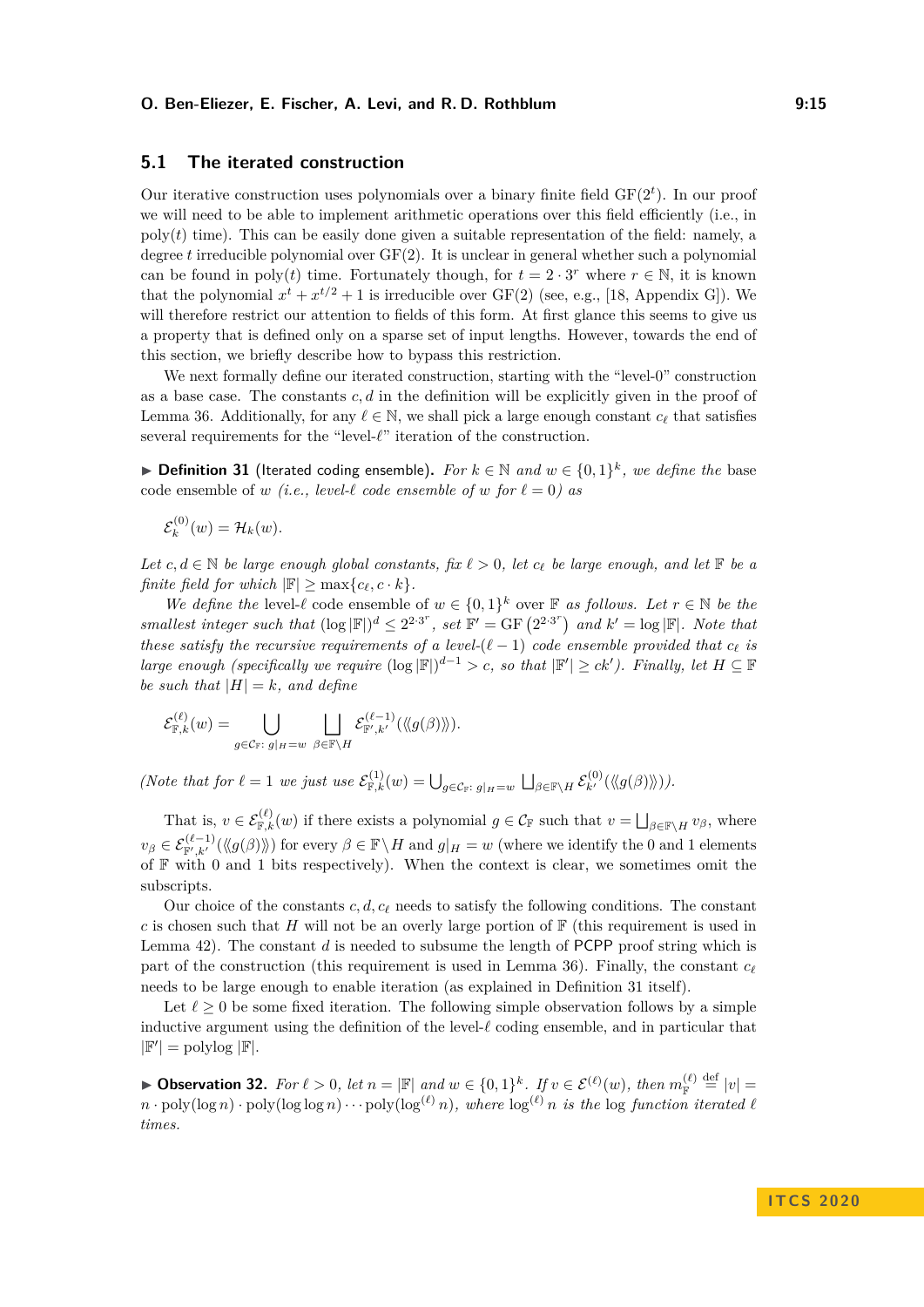## 5.1 The iterated construction

Our iterative construction uses polynomials over a binary finite field $\mathrm{GF}(2^t)$. In our proof we will need to be able to implement arithmetic operations over this field efficiently (i.e., in $\mathrm{poly}(t)$ time). This can be easily done given a suitable representation of the field: namely, a degree $t$ irreducible polynomial over $\mathrm{GF}(2)$. It is unclear in general whether such a polynomial can be found in $\mathrm{poly}(t)$ time. Fortunately though, for $t = 2 \cdot 3^r$ where $r \in \mathbb{N}$, it is known that the polynomial $x^t + x^{t/2} + 1$ is irreducible over $\mathrm{GF}(2)$ (see, e.g., [18, Appendix G]). We will therefore restrict our attention to fields of this form. At first glance this seems to give us a property that is defined only on a sparse set of input lengths. However, towards the end of this section, we briefly describe how to bypass this restriction.

We next formally define our iterated construction, starting with the "level-0" construction as a base case. The constants $c, d$ in the definition will be explicitly given in the proof of Lemma 36. Additionally, for any $\ell \in \mathbb{N}$, we shall pick a large enough constant $c_\ell$ that satisfies several requirements for the "level-$\ell$" iteration of the construction.

▶ **Definition 31** (Iterated coding ensemble). *For $k \in \mathbb{N}$ and $w \in \{0,1\}^k$, we define the* base code ensemble of $w$ *(i.e., level-$\ell$ code ensemble of $w$ for $\ell = 0$) as*

$$\mathcal{E}_k^{(0)}(w) = \mathcal{H}_k(w).$$

*Let $c, d \in \mathbb{N}$ be large enough global constants, fix $\ell > 0$, let $c_\ell$ be large enough, and let $\mathbb{F}$ be a finite field for which $|\mathbb{F}| \geq \max\{c_\ell, c \cdot k\}$.*

*We define the* level-$\ell$ code ensemble of $w \in \{0,1\}^k$ over $\mathbb{F}$ *as follows. Let $r \in \mathbb{N}$ be the smallest integer such that $(\log |\mathbb{F}|)^d \leq 2^{2 \cdot 3^r}$, set $\mathbb{F}' = \mathrm{GF}\left(2^{2 \cdot 3^r}\right)$ and $k' = \log |\mathbb{F}|$. Note that these satisfy the recursive requirements of a level-$(\ell-1)$ code ensemble provided that $c_\ell$ is large enough (specifically we require $(\log |\mathbb{F}|)^{d-1} > c$, so that $|\mathbb{F}'| \geq ck'$). Finally, let $H \subseteq \mathbb{F}$ be such that $|H| = k$, and define*

$$\mathcal{E}_{\mathbb{F},k}^{(\ell)}(w) = \bigcup_{g \in \mathcal{C}_\mathbb{F} \colon g|_H = w} \ \bigsqcup_{\beta \in \mathbb{F} \setminus H} \mathcal{E}_{\mathbb{F}',k'}^{(\ell-1)}(\langle\!\langle g(\beta) \rangle\!\rangle).$$

*(Note that for $\ell = 1$ we just use $\mathcal{E}_{\mathbb{F},k}^{(1)}(w) = \bigcup_{g \in \mathcal{C}_\mathbb{F} \colon g|_H = w} \bigsqcup_{\beta \in \mathbb{F} \setminus H} \mathcal{E}_{k'}^{(0)}(\langle\!\langle g(\beta) \rangle\!\rangle)$).*

That is, $v \in \mathcal{E}_{\mathbb{F},k}^{(\ell)}(w)$ if there exists a polynomial $g \in \mathcal{C}_\mathbb{F}$ such that $v = \bigsqcup_{\beta \in \mathbb{F} \setminus H} v_\beta$, where $v_\beta \in \mathcal{E}_{\mathbb{F}',k'}^{(\ell-1)}(\langle\!\langle g(\beta) \rangle\!\rangle)$ for every $\beta \in \mathbb{F} \setminus H$ and $g|_H = w$ (where we identify the 0 and 1 elements of $\mathbb{F}$ with 0 and 1 bits respectively). When the context is clear, we sometimes omit the subscripts.

Our choice of the constants $c, d, c_\ell$ needs to satisfy the following conditions. The constant $c$ is chosen such that $H$ will not be an overly large portion of $\mathbb{F}$ (this requirement is used in Lemma 42). The constant $d$ is needed to subsume the length of PCPP proof string which is part of the construction (this requirement is used in Lemma 36). Finally, the constant $c_\ell$ needs to be large enough to enable iteration (as explained in Definition 31 itself).

Let $\ell \geq 0$ be some fixed iteration. The following simple observation follows by a simple inductive argument using the definition of the level-$\ell$ coding ensemble, and in particular that $|\mathbb{F}'| = \mathrm{polylog}\,|\mathbb{F}|$.

▶ **Observation 32.** *For $\ell > 0$, let $n = |\mathbb{F}|$ and $w \in \{0,1\}^k$. If $v \in \mathcal{E}^{(\ell)}(w)$, then $m_\mathbb{F}^{(\ell)} \stackrel{\text{def}}{=} |v| = n \cdot \mathrm{poly}(\log n) \cdot \mathrm{poly}(\log \log n) \cdots \mathrm{poly}(\log^{(\ell)} n)$, where $\log^{(\ell)} n$ is the log function iterated $\ell$ times.*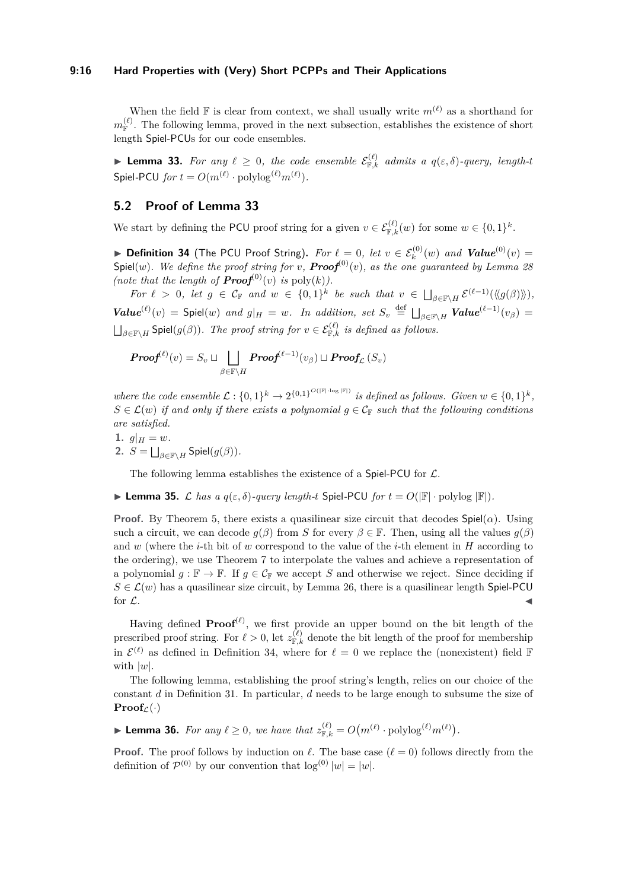When the field $\mathbb{F}$ is clear from context, we shall usually write $m^{(\ell)}$ as a shorthand for $m_{\mathbb{F}}^{(\ell)}$. The following lemma, proved in the next subsection, establishes the existence of short length Spiel-PCUs for our code ensembles.

▶ **Lemma 33.** *For any $\ell \geq 0$, the code ensemble $\mathcal{E}_{\mathbb{F},k}^{(\ell)}$ admits a $q(\varepsilon,\delta)$-query, length-$t$ Spiel-PCU for $t = O(m^{(\ell)} \cdot \text{polylog}^{(\ell)} m^{(\ell)})$.*

## 5.2 Proof of Lemma 33

We start by defining the PCU proof string for a given $v \in \mathcal{E}_{\mathbb{F},k}^{(\ell)}(w)$ for some $w \in \{0,1\}^k$.

▶ **Definition 34** (The PCU Proof String). *For $\ell = 0$, let $v \in \mathcal{E}_k^{(0)}(w)$ and $\boldsymbol{Value}^{(0)}(v) = \mathsf{Spiel}(w)$. We define the proof string for $v$, $\boldsymbol{Proof}^{(0)}(v)$, as the one guaranteed by Lemma 28 (note that the length of $\boldsymbol{Proof}^{(0)}(v)$ is $\text{poly}(k)$).*

*For $\ell > 0$, let $g \in \mathcal{C}_{\mathbb{F}}$ and $w \in \{0,1\}^k$ be such that $v \in \bigsqcup_{\beta \in \mathbb{F}\setminus H} \mathcal{E}^{(\ell-1)}(\langle\langle g(\beta)\rangle\rangle)$, $\boldsymbol{Value}^{(\ell)}(v) = \mathsf{Spiel}(w)$ and $g|_H = w$. In addition, set $S_v \stackrel{\text{def}}{=} \bigsqcup_{\beta\in\mathbb{F}\setminus H} \boldsymbol{Value}^{(\ell-1)}(v_\beta) = \bigsqcup_{\beta\in\mathbb{F}\setminus H} \mathsf{Spiel}(g(\beta))$. The proof string for $v \in \mathcal{E}_{\mathbb{F},k}^{(\ell)}$ is defined as follows.*

$$\boldsymbol{Proof}^{(\ell)}(v) = S_v \sqcup \bigsqcup_{\beta\in\mathbb{F}\setminus H} \boldsymbol{Proof}^{(\ell-1)}(v_\beta) \sqcup \boldsymbol{Proof}_{\mathcal{L}}(S_v)$$

*where the code ensemble $\mathcal{L} : \{0,1\}^k \to 2^{\{0,1\}^{O(|\mathbb{F}|\cdot\log|\mathbb{F}|)}}$ is defined as follows. Given $w \in \{0,1\}^k$, $S \in \mathcal{L}(w)$ if and only if there exists a polynomial $g \in \mathcal{C}_{\mathbb{F}}$ such that the following conditions are satisfied.*

1. $g|_H = w$.
2. $S = \bigsqcup_{\beta\in\mathbb{F}\setminus H} \mathsf{Spiel}(g(\beta))$.

The following lemma establishes the existence of a Spiel-PCU for $\mathcal{L}$.

▶ **Lemma 35.** *$\mathcal{L}$ has a $q(\varepsilon,\delta)$-query length-$t$ Spiel-PCU for $t = O(|\mathbb{F}| \cdot \text{polylog}\,|\mathbb{F}|)$.*

**Proof.** By Theorem 5, there exists a quasilinear size circuit that decodes $\mathsf{Spiel}(\alpha)$. Using such a circuit, we can decode $g(\beta)$ from $S$ for every $\beta \in \mathbb{F}$. Then, using all the values $g(\beta)$ and $w$ (where the $i$-th bit of $w$ correspond to the value of the $i$-th element in $H$ according to the ordering), we use Theorem 7 to interpolate the values and achieve a representation of a polynomial $g : \mathbb{F} \to \mathbb{F}$. If $g \in \mathcal{C}_{\mathbb{F}}$ we accept $S$ and otherwise we reject. Since deciding if $S \in \mathcal{L}(w)$ has a quasilinear size circuit, by Lemma 26, there is a quasilinear length Spiel-PCU for $\mathcal{L}$. ◀

Having defined $\mathbf{Proof}^{(\ell)}$, we first provide an upper bound on the bit length of the prescribed proof string. For $\ell > 0$, let $z_{\mathbb{F},k}^{(\ell)}$ denote the bit length of the proof for membership in $\mathcal{E}^{(\ell)}$ as defined in Definition 34, where for $\ell = 0$ we replace the (nonexistent) field $\mathbb{F}$ with $|w|$.

The following lemma, establishing the proof string's length, relies on our choice of the constant $d$ in Definition 31. In particular, $d$ needs to be large enough to subsume the size of $\mathbf{Proof}_{\mathcal{L}}(\cdot)$

▶ **Lemma 36.** *For any $\ell \geq 0$, we have that $z_{\mathbb{F},k}^{(\ell)} = O\big(m^{(\ell)} \cdot \text{polylog}^{(\ell)} m^{(\ell)}\big)$.*

**Proof.** The proof follows by induction on $\ell$. The base case ($\ell = 0$) follows directly from the definition of $\mathcal{P}^{(0)}$ by our convention that $\log^{(0)}|w| = |w|$.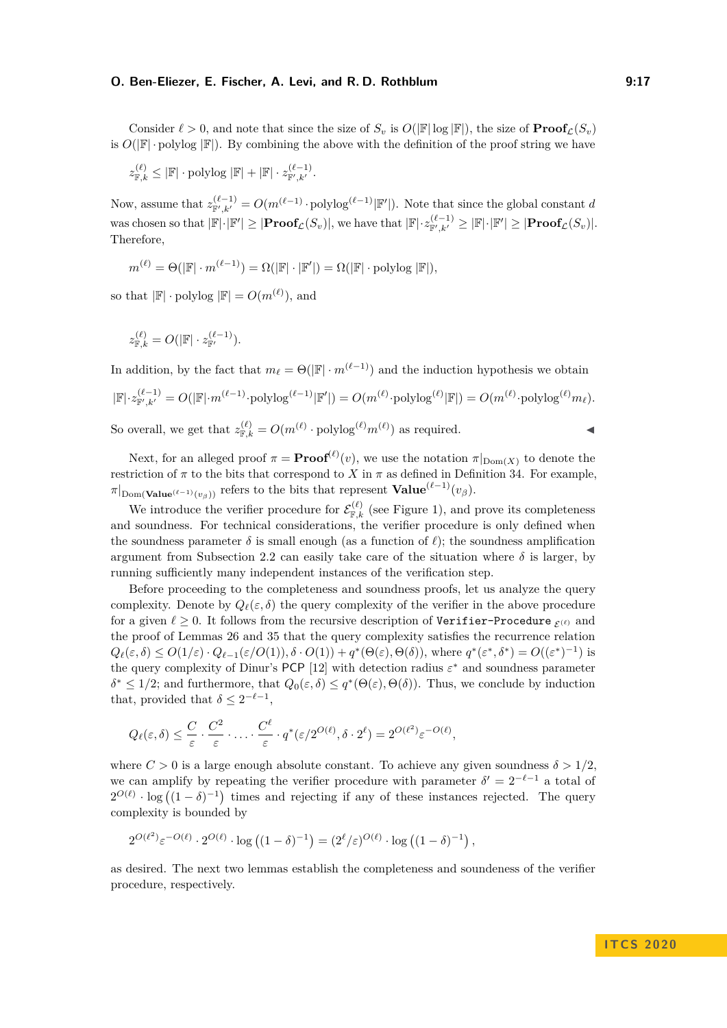Consider $\ell > 0$, and note that since the size of $S_v$ is $O(|\mathbb{F}| \log |\mathbb{F}|)$, the size of $\mathbf{Proof}_{\mathcal{L}}(S_v)$ is $O(|\mathbb{F}| \cdot \text{polylog} |\mathbb{F}|)$. By combining the above with the definition of the proof string we have

$$z^{(\ell)}_{\mathbb{F},k} \le |\mathbb{F}| \cdot \text{polylog} |\mathbb{F}| + |\mathbb{F}| \cdot z^{(\ell-1)}_{\mathbb{F}',k'}.$$

Now, assume that $z^{(\ell-1)}_{\mathbb{F}',k'} = O(m^{(\ell-1)} \cdot \text{polylog}^{(\ell-1)} |\mathbb{F}'|)$. Note that since the global constant $d$ was chosen so that $|\mathbb{F}| \cdot |\mathbb{F}'| \ge |\mathbf{Proof}_{\mathcal{L}}(S_v)|$, we have that $|\mathbb{F}| \cdot z^{(\ell-1)}_{\mathbb{F}',k'} \ge |\mathbb{F}| \cdot |\mathbb{F}'| \ge |\mathbf{Proof}_{\mathcal{L}}(S_v)|$. Therefore,

$$m^{(\ell)} = \Theta(|\mathbb{F}| \cdot m^{(\ell-1)}) = \Omega(|\mathbb{F}| \cdot |\mathbb{F}'|) = \Omega(|\mathbb{F}| \cdot \text{polylog} |\mathbb{F}|),$$

so that $|\mathbb{F}| \cdot \text{polylog} |\mathbb{F}| = O(m^{(\ell)})$, and

$$z^{(\ell)}_{\mathbb{F},k} = O(|\mathbb{F}| \cdot z^{(\ell-1)}_{\mathbb{F}'}).$$

In addition, by the fact that $m_\ell = \Theta(|\mathbb{F}| \cdot m^{(\ell-1)})$ and the induction hypothesis we obtain

$$|\mathbb{F}| \cdot z^{(\ell-1)}_{\mathbb{F}',k'} = O(|\mathbb{F}| \cdot m^{(\ell-1)} \cdot \text{polylog}^{(\ell-1)} |\mathbb{F}'|) = O(m^{(\ell)} \cdot \text{polylog}^{(\ell)} |\mathbb{F}|) = O(m^{(\ell)} \cdot \text{polylog}^{(\ell)} m_\ell).$$

So overall, we get that $z^{(\ell)}_{\mathbb{F},k} = O(m^{(\ell)} \cdot \text{polylog}^{(\ell)} m^{(\ell)})$ as required. ◀

Next, for an alleged proof $\pi = \mathbf{Proof}^{(\ell)}(v)$, we use the notation $\pi|_{\text{Dom}(X)}$ to denote the restriction of $\pi$ to the bits that correspond to $X$ in $\pi$ as defined in Definition 34. For example, $\pi|_{\text{Dom}(\mathbf{Value}^{(\ell-1)}(v_\beta))}$ refers to the bits that represent $\mathbf{Value}^{(\ell-1)}(v_\beta)$.

We introduce the verifier procedure for $\mathcal{E}^{(\ell)}_{\mathbb{F},k}$ (see Figure 1), and prove its completeness and soundness. For technical considerations, the verifier procedure is only defined when the soundness parameter $\delta$ is small enough (as a function of $\ell$); the soundness amplification argument from Subsection 2.2 can easily take care of the situation where $\delta$ is larger, by running sufficiently many independent instances of the verification step.

Before proceeding to the completeness and soundness proofs, let us analyze the query complexity. Denote by $Q_\ell(\varepsilon, \delta)$ the query complexity of the verifier in the above procedure for a given $\ell \ge 0$. It follows from the recursive description of `Verifier-Procedure` $_{\mathcal{E}^{(\ell)}}$ and the proof of Lemmas 26 and 35 that the query complexity satisfies the recurrence relation $Q_\ell(\varepsilon, \delta) \le O(1/\varepsilon) \cdot Q_{\ell-1}(\varepsilon/O(1)), \delta \cdot O(1)) + q^*(\Theta(\varepsilon), \Theta(\delta))$, where $q^*(\varepsilon^*, \delta^*) = O((\varepsilon^*)^{-1})$ is the query complexity of Dinur's PCP [12] with detection radius $\varepsilon^*$ and soundness parameter $\delta^* \le 1/2$; and furthermore, that $Q_0(\varepsilon, \delta) \le q^*(\Theta(\varepsilon), \Theta(\delta))$. Thus, we conclude by induction that, provided that $\delta \le 2^{-\ell-1}$,

$$Q_\ell(\varepsilon, \delta) \le \frac{C}{\varepsilon} \cdot \frac{C^2}{\varepsilon} \cdot \ldots \cdot \frac{C^\ell}{\varepsilon} \cdot q^*(\varepsilon/2^{O(\ell)}, \delta \cdot 2^\ell) = 2^{O(\ell^2)} \varepsilon^{-O(\ell)},$$

where $C > 0$ is a large enough absolute constant. To achieve any given soundness $\delta > 1/2$, we can amplify by repeating the verifier procedure with parameter $\delta' = 2^{-\ell-1}$ a total of $2^{O(\ell)} \cdot \log\left((1-\delta)^{-1}\right)$ times and rejecting if any of these instances rejected. The query complexity is bounded by

$$2^{O(\ell^2)} \varepsilon^{-O(\ell)} \cdot 2^{O(\ell)} \cdot \log\left((1-\delta)^{-1}\right) = (2^\ell/\varepsilon)^{O(\ell)} \cdot \log\left((1-\delta)^{-1}\right),$$

as desired. The next two lemmas establish the completeness and soundeness of the verifier procedure, respectively.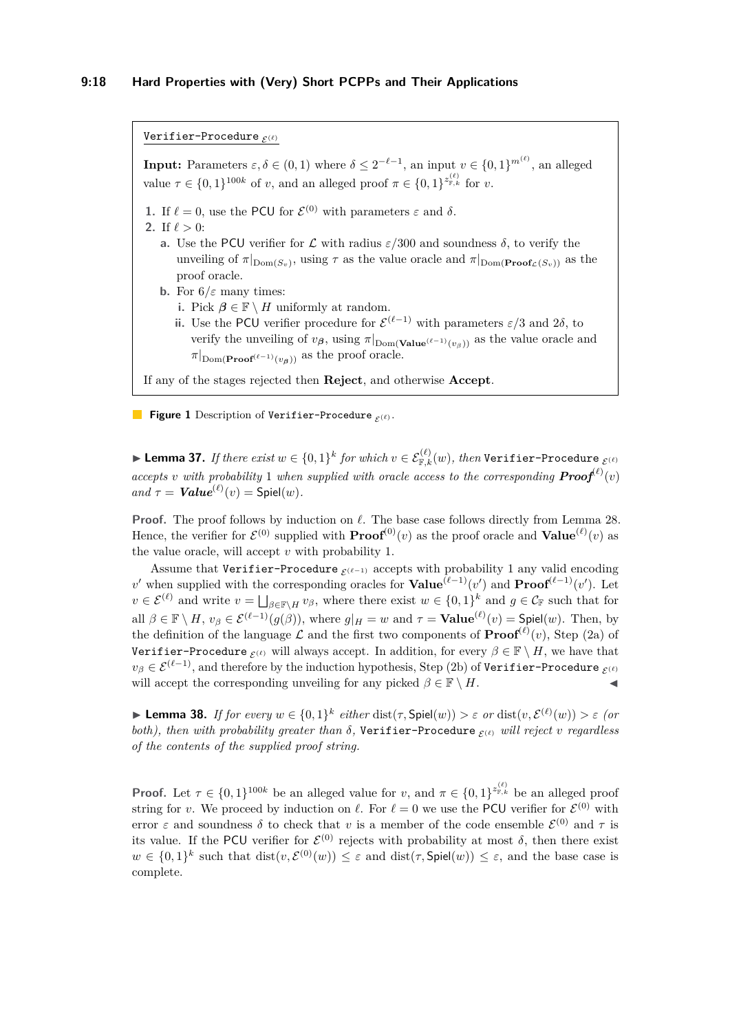---

Verifier-Procedure $_{\mathcal{E}^{(\ell)}}$

**Input:** Parameters $\varepsilon, \delta \in (0,1)$ where $\delta \leq 2^{-\ell-1}$, an input $v \in \{0,1\}^{m^{(\ell)}}$, an alleged value $\tau \in \{0,1\}^{100k}$ of $v$, and an alleged proof $\pi \in \{0,1\}^{z^{(\ell)}_{\mathbb{F},k}}$ for $v$.

1. If $\ell = 0$, use the PCU for $\mathcal{E}^{(0)}$ with parameters $\varepsilon$ and $\delta$.
2. If $\ell > 0$:
   a. Use the PCU verifier for $\mathcal{L}$ with radius $\varepsilon/300$ and soundness $\delta$, to verify the unveiling of $\pi|_{\mathrm{Dom}(S_v)}$, using $\tau$ as the value oracle and $\pi|_{\mathrm{Dom}(\mathbf{Proof}_{\mathcal{L}}(S_v))}$ as the proof oracle.
   b. For $6/\varepsilon$ many times:
      i. Pick $\boldsymbol{\beta} \in \mathbb{F} \setminus H$ uniformly at random.
      ii. Use the PCU verifier procedure for $\mathcal{E}^{(\ell-1)}$ with parameters $\varepsilon/3$ and $2\delta$, to verify the unveiling of $v_{\boldsymbol{\beta}}$, using $\pi|_{\mathrm{Dom}(\mathbf{Value}^{(\ell-1)}(v_{\boldsymbol{\beta}}))}$ as the value oracle and $\pi|_{\mathrm{Dom}(\mathbf{Proof}^{(\ell-1)}(v_{\boldsymbol{\beta}}))}$ as the proof oracle.

If any of the stages rejected then **Reject**, and otherwise **Accept**.

---

**Figure 1** Description of Verifier-Procedure $_{\mathcal{E}^{(\ell)}}$.

▶ **Lemma 37.** *If there exist $w \in \{0,1\}^k$ for which $v \in \mathcal{E}^{(\ell)}_{\mathbb{F},k}(w)$, then* Verifier-Procedure $_{\mathcal{E}^{(\ell)}}$ *accepts $v$ with probability $1$ when supplied with oracle access to the corresponding $\boldsymbol{Proof}^{(\ell)}(v)$ and $\tau = \boldsymbol{Value}^{(\ell)}(v) = \mathsf{Spiel}(w)$.*

**Proof.** The proof follows by induction on $\ell$. The base case follows directly from Lemma 28. Hence, the verifier for $\mathcal{E}^{(0)}$ supplied with $\mathbf{Proof}^{(0)}(v)$ as the proof oracle and $\mathbf{Value}^{(\ell)}(v)$ as the value oracle, will accept $v$ with probability 1.

Assume that Verifier-Procedure $_{\mathcal{E}^{(\ell-1)}}$ accepts with probability 1 any valid encoding $v'$ when supplied with the corresponding oracles for $\mathbf{Value}^{(\ell-1)}(v')$ and $\mathbf{Proof}^{(\ell-1)}(v')$. Let $v \in \mathcal{E}^{(\ell)}$ and write $v = \bigsqcup_{\beta \in \mathbb{F} \setminus H} v_\beta$, where there exist $w \in \{0,1\}^k$ and $g \in \mathcal{C}_{\mathbb{F}}$ such that for all $\beta \in \mathbb{F} \setminus H$, $v_\beta \in \mathcal{E}^{(\ell-1)}(g(\beta))$, where $g|_H = w$ and $\tau = \mathbf{Value}^{(\ell)}(v) = \mathsf{Spiel}(w)$. Then, by the definition of the language $\mathcal{L}$ and the first two components of $\mathbf{Proof}^{(\ell)}(v)$, Step (2a) of Verifier-Procedure $_{\mathcal{E}^{(\ell)}}$ will always accept. In addition, for every $\beta \in \mathbb{F} \setminus H$, we have that $v_\beta \in \mathcal{E}^{(\ell-1)}$, and therefore by the induction hypothesis, Step (2b) of Verifier-Procedure $_{\mathcal{E}^{(\ell)}}$ will accept the corresponding unveiling for any picked $\beta \in \mathbb{F} \setminus H$. ◀

▶ **Lemma 38.** *If for every $w \in \{0,1\}^k$ either $\mathrm{dist}(\tau, \mathsf{Spiel}(w)) > \varepsilon$ or $\mathrm{dist}(v, \mathcal{E}^{(\ell)}(w)) > \varepsilon$ (or both), then with probability greater than $\delta$,* Verifier-Procedure $_{\mathcal{E}^{(\ell)}}$ *will reject $v$ regardless of the contents of the supplied proof string.*

**Proof.** Let $\tau \in \{0,1\}^{100k}$ be an alleged value for $v$, and $\pi \in \{0,1\}^{z^{(\ell)}_{\mathbb{F},k}}$ be an alleged proof string for $v$. We proceed by induction on $\ell$. For $\ell = 0$ we use the PCU verifier for $\mathcal{E}^{(0)}$ with error $\varepsilon$ and soundness $\delta$ to check that $v$ is a member of the code ensemble $\mathcal{E}^{(0)}$ and $\tau$ is its value. If the PCU verifier for $\mathcal{E}^{(0)}$ rejects with probability at most $\delta$, then there exist $w \in \{0,1\}^k$ such that $\mathrm{dist}(v, \mathcal{E}^{(0)}(w)) \leq \varepsilon$ and $\mathrm{dist}(\tau, \mathsf{Spiel}(w)) \leq \varepsilon$, and the base case is complete.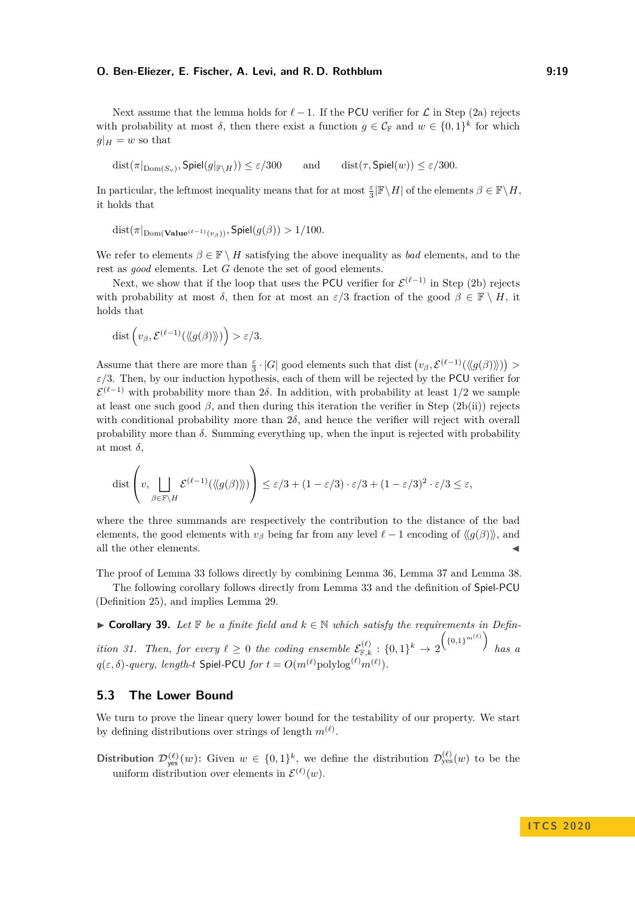Next assume that the lemma holds for $\ell - 1$. If the PCU verifier for $\mathcal{L}$ in Step (2a) rejects with probability at most $\delta$, then there exist a function $g \in \mathcal{C}_{\mathbb{F}}$ and $w \in \{0,1\}^k$ for which $g|_H = w$ so that

$$\operatorname{dist}(\pi|_{\operatorname{Dom}(S_v)}, \mathsf{Spiel}(g|_{\mathbb{F}\setminus H})) \le \varepsilon/300 \qquad \text{and} \qquad \operatorname{dist}(\tau, \mathsf{Spiel}(w)) \le \varepsilon/300.$$

In particular, the leftmost inequality means that for at most $\frac{\varepsilon}{3}|\mathbb{F}\setminus H|$ of the elements $\beta \in \mathbb{F}\setminus H$, it holds that

$$\operatorname{dist}(\pi|_{\operatorname{Dom}(\mathbf{Value}^{(\ell-1)}(v_\beta))}, \mathsf{Spiel}(g(\beta)) > 1/100.$$

We refer to elements $\beta \in \mathbb{F} \setminus H$ satisfying the above inequality as *bad* elements, and to the rest as *good* elements. Let $G$ denote the set of good elements.

Next, we show that if the loop that uses the PCU verifier for $\mathcal{E}^{(\ell-1)}$ in Step (2b) rejects with probability at most $\delta$, then for at most an $\varepsilon/3$ fraction of the good $\beta \in \mathbb{F} \setminus H$, it holds that

$$\operatorname{dist}\left(v_\beta, \mathcal{E}^{(\ell-1)}(\langle\!\langle g(\beta)\rangle\!\rangle)\right) > \varepsilon/3.$$

Assume that there are more than $\frac{\varepsilon}{3} \cdot |G|$ good elements such that $\operatorname{dist}\left(v_\beta, \mathcal{E}^{(\ell-1)}(\langle\!\langle g(\beta)\rangle\!\rangle)\right) > \varepsilon/3$. Then, by our induction hypothesis, each of them will be rejected by the PCU verifier for $\mathcal{E}^{(\ell-1)}$ with probability more than $2\delta$. In addition, with probability at least $1/2$ we sample at least one such good $\beta$, and then during this iteration the verifier in Step (2b(ii)) rejects with conditional probability more than $2\delta$, and hence the verifier will reject with overall probability more than $\delta$. Summing everything up, when the input is rejected with probability at most $\delta$,

$$\operatorname{dist}\left(v, \bigsqcup_{\beta\in\mathbb{F}\setminus H} \mathcal{E}^{(\ell-1)}(\langle\!\langle g(\beta)\rangle\!\rangle)\right) \le \varepsilon/3 + (1-\varepsilon/3)\cdot\varepsilon/3 + (1-\varepsilon/3)^2\cdot\varepsilon/3 \le \varepsilon,$$

where the three summands are respectively the contribution to the distance of the bad elements, the good elements with $v_\beta$ being far from any level $\ell-1$ encoding of $\langle\!\langle g(\beta)\rangle\!\rangle$, and all the other elements. ◀

The proof of Lemma 33 follows directly by combining Lemma 36, Lemma 37 and Lemma 38.

The following corollary follows directly from Lemma 33 and the definition of Spiel-PCU (Definition 25), and implies Lemma 29.

▶ **Corollary 39.** *Let $\mathbb{F}$ be a finite field and $k \in \mathbb{N}$ which satisfy the requirements in Definition 31. Then, for every $\ell \ge 0$ the coding ensemble $\mathcal{E}^{(\ell)}_{\mathbb{F},k} : \{0,1\}^k \to 2^{\left(\{0,1\}^{m^{(\ell)}}\right)}$ has a $q(\varepsilon,\delta)$-query, length-$t$ Spiel-PCU for $t = O(m^{(\ell)}\mathrm{polylog}^{(\ell)} m^{(\ell)})$.*

## 5.3 The Lower Bound

We turn to prove the linear query lower bound for the testability of our property. We start by defining distributions over strings of length $m^{(\ell)}$.

**Distribution $\mathcal{D}^{(\ell)}_{\mathsf{yes}}(w)$:** Given $w \in \{0,1\}^k$, we define the distribution $\mathcal{D}^{(\ell)}_{\mathsf{yes}}(w)$ to be the uniform distribution over elements in $\mathcal{E}^{(\ell)}(w)$.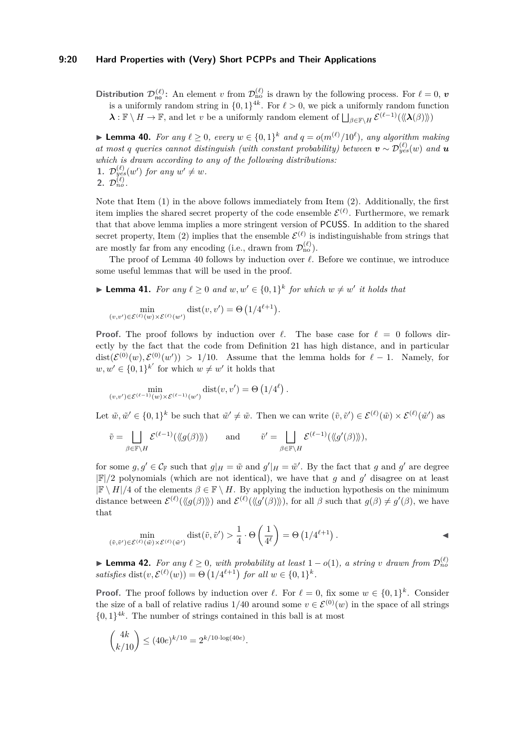**Distribution $\mathcal{D}_{\text{no}}^{(\ell)}$:** An element $v$ from $\mathcal{D}_{\text{no}}^{(\ell)}$ is drawn by the following process. For $\ell = 0$, $\boldsymbol{v}$ is a uniformly random string in $\{0,1\}^{4k}$. For $\ell > 0$, we pick a uniformly random function $\boldsymbol{\lambda} : \mathbb{F} \setminus H \to \mathbb{F}$, and let $v$ be a uniformly random element of $\bigsqcup_{\beta \in \mathbb{F}\setminus H} \mathcal{E}^{(\ell-1)}(\langle\!\langle \boldsymbol{\lambda}(\beta) \rangle\!\rangle)$

▶ **Lemma 40.** *For any $\ell \geq 0$, every $w \in \{0,1\}^k$ and $q = o(m^{(\ell)}/10^\ell)$, any algorithm making at most $q$ queries cannot distinguish (with constant probability) between $\boldsymbol{v} \sim \mathcal{D}_{yes}^{(\ell)}(w)$ and $\boldsymbol{u}$ which is drawn according to any of the following distributions:*

1. *$\mathcal{D}_{yes}^{(\ell)}(w')$ for any $w' \neq w$.*
2. *$\mathcal{D}_{no}^{(\ell)}$.*

Note that Item (1) in the above follows immediately from Item (2). Additionally, the first item implies the shared secret property of the code ensemble $\mathcal{E}^{(\ell)}$. Furthermore, we remark that that above lemma implies a more stringent version of PCUSS. In addition to the shared secret property, Item (2) implies that the ensemble $\mathcal{E}^{(\ell)}$ is indistinguishable from strings that are mostly far from any encoding (i.e., drawn from $\mathcal{D}_{\text{no}}^{(\ell)}$).

The proof of Lemma 40 follows by induction over $\ell$. Before we continue, we introduce some useful lemmas that will be used in the proof.

▶ **Lemma 41.** *For any $\ell \geq 0$ and $w, w' \in \{0,1\}^k$ for which $w \neq w'$ it holds that*

$$\min_{(v,v') \in \mathcal{E}^{(\ell)}(w) \times \mathcal{E}^{(\ell)}(w')} \operatorname{dist}(v, v') = \Theta\left(1/4^{\ell+1}\right).$$

**Proof.** The proof follows by induction over $\ell$. The base case for $\ell = 0$ follows directly by the fact that the code from Definition 21 has high distance, and in particular $\operatorname{dist}(\mathcal{E}^{(0)}(w), \mathcal{E}^{(0)}(w')) > 1/10$. Assume that the lemma holds for $\ell - 1$. Namely, for $w, w' \in \{0,1\}^{k'}$ for which $w \neq w'$ it holds that

$$\min_{(v,v') \in \mathcal{E}^{(\ell-1)}(w) \times \mathcal{E}^{(\ell-1)}(w')} \operatorname{dist}(v, v') = \Theta\left(1/4^{\ell}\right).$$

Let $\tilde{w}, \tilde{w}' \in \{0,1\}^k$ be such that $\tilde{w}' \neq \tilde{w}$. Then we can write $(\tilde{v}, \tilde{v}') \in \mathcal{E}^{(\ell)}(\tilde{w}) \times \mathcal{E}^{(\ell)}(\tilde{w}')$ as

$$\tilde{v} = \bigsqcup_{\beta \in \mathbb{F}\setminus H} \mathcal{E}^{(\ell-1)}(\langle\!\langle g(\beta) \rangle\!\rangle) \qquad \text{and} \qquad \tilde{v}' = \bigsqcup_{\beta \in \mathbb{F}\setminus H} \mathcal{E}^{(\ell-1)}(\langle\!\langle g'(\beta) \rangle\!\rangle),$$

for some $g, g' \in \mathcal{C}_{\mathbb{F}}$ such that $g|_H = \tilde{w}$ and $g'|_H = \tilde{w}'$. By the fact that $g$ and $g'$ are degree $|\mathbb{F}|/2$ polynomials (which are not identical), we have that $g$ and $g'$ disagree on at least $|\mathbb{F} \setminus H|/4$ of the elements $\beta \in \mathbb{F} \setminus H$. By applying the induction hypothesis on the minimum distance between $\mathcal{E}^{(\ell)}(\langle\!\langle g(\beta) \rangle\!\rangle)$ and $\mathcal{E}^{(\ell)}(\langle\!\langle g'(\beta) \rangle\!\rangle)$, for all $\beta$ such that $g(\beta) \neq g'(\beta)$, we have that

$$\min_{(\tilde{v},\tilde{v}') \in \mathcal{E}^{(\ell)}(\tilde{w}) \times \mathcal{E}^{(\ell)}(\tilde{w}')} \operatorname{dist}(\tilde{v}, \tilde{v}') > \frac{1}{4} \cdot \Theta\left(\frac{1}{4^\ell}\right) = \Theta\left(1/4^{\ell+1}\right).$$ ◀

▶ **Lemma 42.** *For any $\ell \geq 0$, with probability at least $1 - o(1)$, a string $v$ drawn from $\mathcal{D}_{no}^{(\ell)}$ satisfies $\operatorname{dist}(v, \mathcal{E}^{(\ell)}(w)) = \Theta\left(1/4^{\ell+1}\right)$ for all $w \in \{0,1\}^k$.*

**Proof.** The proof follows by induction over $\ell$. For $\ell = 0$, fix some $w \in \{0,1\}^k$. Consider the size of a ball of relative radius $1/40$ around some $v \in \mathcal{E}^{(0)}(w)$ in the space of all strings $\{0,1\}^{4k}$. The number of strings contained in this ball is at most

$$\binom{4k}{k/10} \leq (40e)^{k/10} = 2^{k/10 \cdot \log(40e)}.$$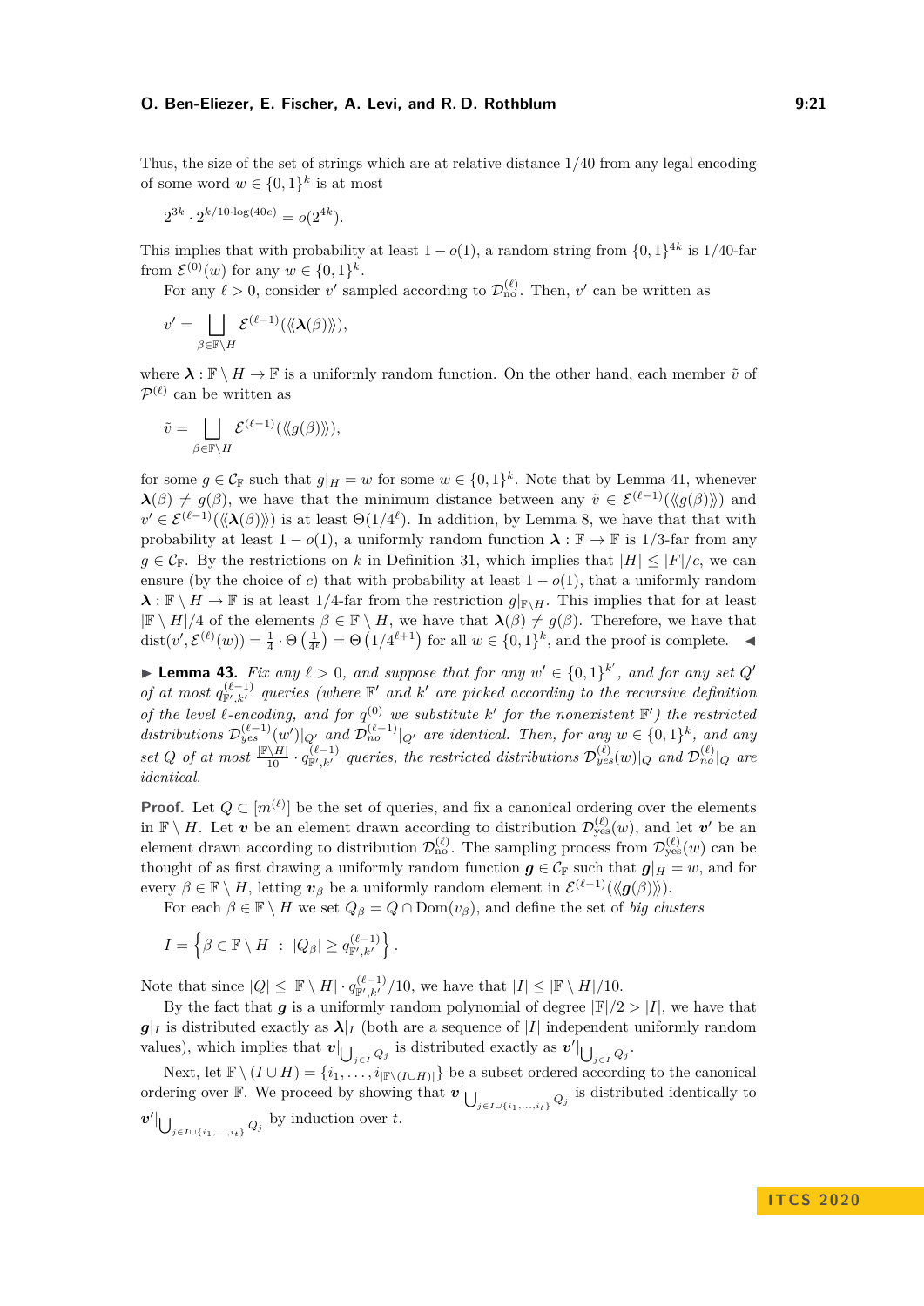Thus, the size of the set of strings which are at relative distance 1/40 from any legal encoding of some word $w \in \{0,1\}^k$ is at most

$$2^{3k} \cdot 2^{k/10 \cdot \log(40e)} = o(2^{4k}).$$

This implies that with probability at least $1 - o(1)$, a random string from $\{0,1\}^{4k}$ is 1/40-far from $\mathcal{E}^{(0)}(w)$ for any $w \in \{0,1\}^k$.

For any $\ell > 0$, consider $v'$ sampled according to $\mathcal{D}^{(\ell)}_{\text{no}}$. Then, $v'$ can be written as

$$v' = \bigsqcup_{\beta \in \mathbb{F} \setminus H} \mathcal{E}^{(\ell-1)}(\langle\!\langle \boldsymbol{\lambda}(\beta) \rangle\!\rangle),$$

where $\boldsymbol{\lambda} : \mathbb{F} \setminus H \to \mathbb{F}$ is a uniformly random function. On the other hand, each member $\tilde{v}$ of $\mathcal{P}^{(\ell)}$ can be written as

$$\tilde{v} = \bigsqcup_{\beta \in \mathbb{F} \setminus H} \mathcal{E}^{(\ell-1)}(\langle\!\langle g(\beta) \rangle\!\rangle),$$

for some $g \in \mathcal{C}_{\mathbb{F}}$ such that $g|_H = w$ for some $w \in \{0,1\}^k$. Note that by Lemma 41, whenever $\boldsymbol{\lambda}(\beta) \neq g(\beta)$, we have that the minimum distance between any $\tilde{v} \in \mathcal{E}^{(\ell-1)}(\langle\!\langle g(\beta) \rangle\!\rangle)$ and $v' \in \mathcal{E}^{(\ell-1)}(\langle\!\langle \boldsymbol{\lambda}(\beta) \rangle\!\rangle)$ is at least $\Theta(1/4^\ell)$. In addition, by Lemma 8, we have that that with probability at least $1 - o(1)$, a uniformly random function $\boldsymbol{\lambda} : \mathbb{F} \to \mathbb{F}$ is 1/3-far from any $g \in \mathcal{C}_{\mathbb{F}}$. By the restrictions on $k$ in Definition 31, which implies that $|H| \leq |F|/c$, we can ensure (by the choice of $c$) that with probability at least $1 - o(1)$, that a uniformly random $\boldsymbol{\lambda} : \mathbb{F} \setminus H \to \mathbb{F}$ is at least 1/4-far from the restriction $g|_{\mathbb{F} \setminus H}$. This implies that for at least $|\mathbb{F} \setminus H|/4$ of the elements $\beta \in \mathbb{F} \setminus H$, we have that $\boldsymbol{\lambda}(\beta) \neq g(\beta)$. Therefore, we have that $\text{dist}(v', \mathcal{E}^{(\ell)}(w)) = \frac{1}{4} \cdot \Theta\left(\frac{1}{4^\ell}\right) = \Theta\left(1/4^{\ell+1}\right)$ for all $w \in \{0,1\}^k$, and the proof is complete. ◀

▶ **Lemma 43.** *Fix any $\ell > 0$, and suppose that for any $w' \in \{0,1\}^{k'}$, and for any set $Q'$ of at most $q^{(\ell-1)}_{\mathbb{F}',k'}$ queries (where $\mathbb{F}'$ and $k'$ are picked according to the recursive definition of the level $\ell$-encoding, and for $q^{(0)}$ we substitute $k'$ for the nonexistent $\mathbb{F}'$) the restricted distributions $\mathcal{D}^{(\ell-1)}_{yes}(w')|_{Q'}$ and $\mathcal{D}^{(\ell-1)}_{no}|_{Q'}$ are identical. Then, for any $w \in \{0,1\}^k$, and any set $Q$ of at most $\frac{|\mathbb{F} \setminus H|}{10} \cdot q^{(\ell-1)}_{\mathbb{F}',k'}$ queries, the restricted distributions $\mathcal{D}^{(\ell)}_{yes}(w)|_Q$ and $\mathcal{D}^{(\ell)}_{no}|_Q$ are identical.*

**Proof.** Let $Q \subset [m^{(\ell)}]$ be the set of queries, and fix a canonical ordering over the elements in $\mathbb{F} \setminus H$. Let $\boldsymbol{v}$ be an element drawn according to distribution $\mathcal{D}^{(\ell)}_{\text{yes}}(w)$, and let $\boldsymbol{v'}$ be an element drawn according to distribution $\mathcal{D}^{(\ell)}_{\text{no}}$. The sampling process from $\mathcal{D}^{(\ell)}_{\text{yes}}(w)$ can be thought of as first drawing a uniformly random function $\boldsymbol{g} \in \mathcal{C}_{\mathbb{F}}$ such that $\boldsymbol{g}|_H = w$, and for every $\beta \in \mathbb{F} \setminus H$, letting $\boldsymbol{v}_\beta$ be a uniformly random element in $\mathcal{E}^{(\ell-1)}(\langle\!\langle \boldsymbol{g}(\beta) \rangle\!\rangle)$.

For each $\beta \in \mathbb{F} \setminus H$ we set $Q_\beta = Q \cap \text{Dom}(v_\beta)$, and define the set of *big clusters*

$$I = \left\{ \beta \in \mathbb{F} \setminus H \;:\; |Q_\beta| \geq q^{(\ell-1)}_{\mathbb{F}',k'} \right\}.$$

Note that since $|Q| \leq |\mathbb{F} \setminus H| \cdot q^{(\ell-1)}_{\mathbb{F}',k'}/10$, we have that $|I| \leq |\mathbb{F} \setminus H|/10$.

By the fact that $\boldsymbol{g}$ is a uniformly random polynomial of degree $|\mathbb{F}|/2 > |I|$, we have that $\boldsymbol{g}|_I$ is distributed exactly as $\boldsymbol{\lambda}|_I$ (both are a sequence of $|I|$ independent uniform random values), which implies that $\boldsymbol{v}|_{\bigcup_{j \in I} Q_j}$ is distributed exactly as $\boldsymbol{v'}|_{\bigcup_{j \in I} Q_j}$.

Next, let $\mathbb{F} \setminus (I \cup H) = \{i_1, \ldots, i_{|\mathbb{F} \setminus (I \cup H)|}\}$ be a subset ordered according to the canonical ordering over $\mathbb{F}$. We proceed by showing that $\boldsymbol{v}|_{\bigcup_{j \in I \cup \{i_1,\ldots,i_t\}} Q_j}$ is distributed identically to $\boldsymbol{v'}|_{\bigcup_{j \in I \cup \{i_1,\ldots,i_t\}} Q_j}$ by induction over $t$.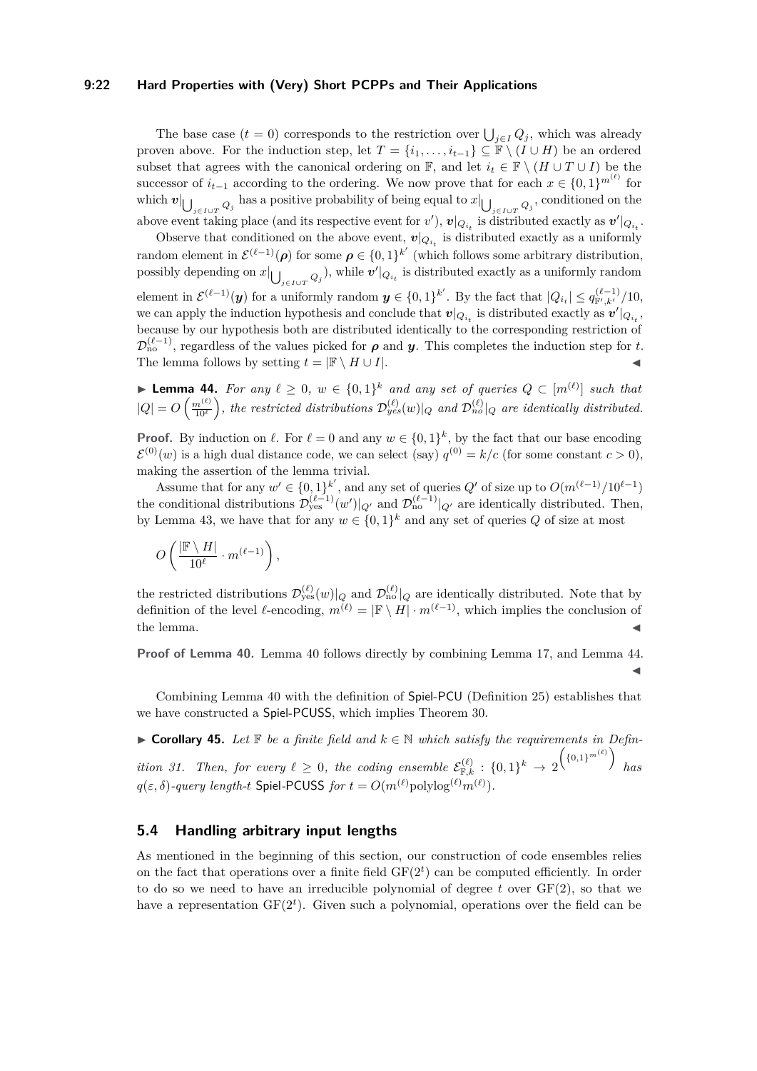The base case ($t = 0$) corresponds to the restriction over $\bigcup_{j \in I} Q_j$, which was already proven above. For the induction step, let $T = \{i_1, \ldots, i_{t-1}\} \subseteq \mathbb{F} \setminus (I \cup H)$ be an ordered subset that agrees with the canonical ordering on $\mathbb{F}$, and let $i_t \in \mathbb{F} \setminus (H \cup T \cup I)$ be the successor of $i_{t-1}$ according to the ordering. We now prove that for each $x \in \{0,1\}^{m^{(\ell)}}$ for which $\boldsymbol{v}|_{\bigcup_{j \in I \cup T} Q_j}$ has a positive probability of being equal to $x|_{\bigcup_{j \in I \cup T} Q_j}$, conditioned on the above event taking place (and its respective event for $v'$), $\boldsymbol{v}|_{Q_{i_t}}$ is distributed exactly as $\boldsymbol{v}'|_{Q_{i_t}}$.

Observe that conditioned on the above event, $\boldsymbol{v}|_{Q_{i_t}}$ is distributed exactly as a uniformly random element in $\mathcal{E}^{(\ell-1)}(\boldsymbol{\rho})$ for some $\boldsymbol{\rho} \in \{0,1\}^{k'}$ (which follows some arbitrary distribution, possibly depending on $x|_{\bigcup_{j \in I \cup T} Q_j}$), while $\boldsymbol{v}'|_{Q_{i_t}}$ is distributed exactly as a uniformly random element in $\mathcal{E}^{(\ell-1)}(\boldsymbol{y})$ for a uniformly random $\boldsymbol{y} \in \{0,1\}^{k'}$. By the fact that $|Q_{i_t}| \leq q^{(\ell-1)}_{\mathbb{F}',k'}/10$, we can apply the induction hypothesis and conclude that $\boldsymbol{v}|_{Q_{i_t}}$ is distributed exactly as $\boldsymbol{v}'|_{Q_{i_t}}$, because by our hypothesis both are distributed identically to the corresponding restriction of $\mathcal{D}^{(\ell-1)}_{\text{no}}$, regardless of the values picked for $\boldsymbol{\rho}$ and $\boldsymbol{y}$. This completes the induction step for $t$. The lemma follows by setting $t = |\mathbb{F} \setminus H \cup I|$. ◀

▶ **Lemma 44.** *For any $\ell \geq 0$, $w \in \{0,1\}^k$ and any set of queries $Q \subset [m^{(\ell)}]$ such that $|Q| = O\left(\frac{m^{(\ell)}}{10^\ell}\right)$, the restricted distributions $\mathcal{D}^{(\ell)}_{yes}(w)|_Q$ and $\mathcal{D}^{(\ell)}_{no}|_Q$ are identically distributed.*

**Proof.** By induction on $\ell$. For $\ell = 0$ and any $w \in \{0,1\}^k$, by the fact that our base encoding $\mathcal{E}^{(0)}(w)$ is a high dual distance code, we can select (say) $q^{(0)} = k/c$ (for some constant $c > 0$), making the assertion of the lemma trivial.

Assume that for any $w' \in \{0,1\}^{k'}$, and any set of queries $Q'$ of size up to $O(m^{(\ell-1)}/10^{\ell-1})$ the conditional distributions $\mathcal{D}^{(\ell-1)}_{\text{yes}}(w')|_{Q'}$ and $\mathcal{D}^{(\ell-1)}_{\text{no}}|_{Q'}$ are identically distributed. Then, by Lemma 43, we have that for any $w \in \{0,1\}^k$ and any set of queries $Q$ of size at most

$$O\left(\frac{|\mathbb{F} \setminus H|}{10^\ell} \cdot m^{(\ell-1)}\right),$$

the restricted distributions $\mathcal{D}^{(\ell)}_{\text{yes}}(w)|_Q$ and $\mathcal{D}^{(\ell)}_{\text{no}}|_Q$ are identically distributed. Note that by definition of the level $\ell$-encoding, $m^{(\ell)} = |\mathbb{F} \setminus H| \cdot m^{(\ell-1)}$, which implies the conclusion of the lemma. ◀

**Proof of Lemma 40.** Lemma 40 follows directly by combining Lemma 17, and Lemma 44. ◀

Combining Lemma 40 with the definition of Spiel-PCU (Definition 25) establishes that we have constructed a Spiel-PCUSS, which implies Theorem 30.

▶ **Corollary 45.** *Let $\mathbb{F}$ be a finite field and $k \in \mathbb{N}$ which satisfy the requirements in Definition 31. Then, for every $\ell \geq 0$, the coding ensemble $\mathcal{E}^{(\ell)}_{\mathbb{F},k} : \{0,1\}^k \to 2^{\left(\{0,1\}^{m^{(\ell)}}\right)}$ has $q(\varepsilon, \delta)$-query length-$t$ Spiel-PCUSS for $t = O(m^{(\ell)} \text{polylog}^{(\ell)} m^{(\ell)})$.*

## 5.4 Handling arbitrary input lengths

As mentioned in the beginning of this section, our construction of code ensembles relies on the fact that operations over a finite field $\mathrm{GF}(2^t)$ can be computed efficiently. In order to do so we need to have an irreducible polynomial of degree $t$ over $\mathrm{GF}(2)$, so that we have a representation $\mathrm{GF}(2^t)$. Given such a polynomial, operations over the field can be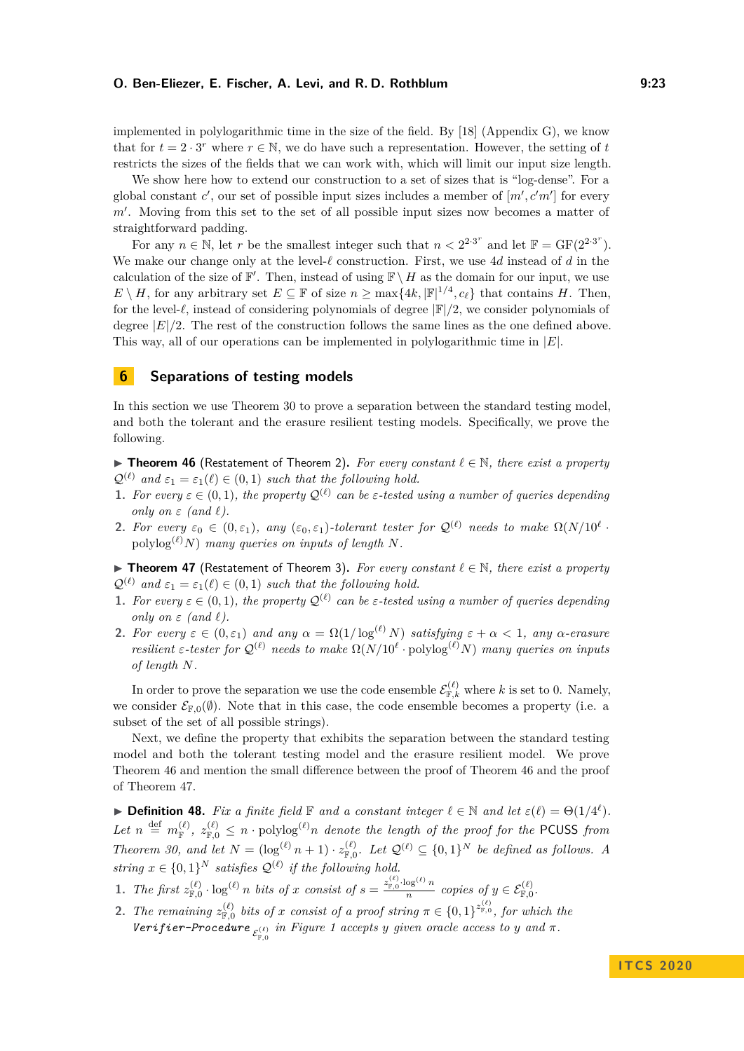implemented in polylogarithmic time in the size of the field. By [18] (Appendix G), we know that for $t = 2 \cdot 3^r$ where $r \in \mathbb{N}$, we do have such a representation. However, the setting of $t$ restricts the sizes of the fields that we can work with, which will limit our input size length.

We show here how to extend our construction to a set of sizes that is "log-dense". For a global constant $c'$, our set of possible input sizes includes a member of $[m', c'm']$ for every $m'$. Moving from this set to the set of all possible input sizes now becomes a matter of straightforward padding.

For any $n \in \mathbb{N}$, let $r$ be the smallest integer such that $n < 2^{2 \cdot 3^r}$ and let $\mathbb{F} = \mathrm{GF}(2^{2 \cdot 3^r})$. We make our change only at the level-$\ell$ construction. First, we use $4d$ instead of $d$ in the calculation of the size of $\mathbb{F}'$. Then, instead of using $\mathbb{F} \setminus H$ as the domain for our input, we use $E \setminus H$, for any arbitrary set $E \subseteq \mathbb{F}$ of size $n \geq \max\{4k, |\mathbb{F}|^{1/4}, c_\ell\}$ that contains $H$. Then, for the level-$\ell$, instead of considering polynomials of degree $|\mathbb{F}|/2$, we consider polynomials of degree $|E|/2$. The rest of the construction follows the same lines as the one defined above. This way, all of our operations can be implemented in polylogarithmic time in $|E|$.

## 6 Separations of testing models

In this section we use Theorem 30 to prove a separation between the standard testing model, and both the tolerant and the erasure resilient testing models. Specifically, we prove the following.

▶ **Theorem 46** (Restatement of Theorem 2). *For every constant $\ell \in \mathbb{N}$, there exist a property $\mathcal{Q}^{(\ell)}$ and $\varepsilon_1 = \varepsilon_1(\ell) \in (0,1)$ such that the following hold.*

1. *For every $\varepsilon \in (0,1)$, the property $\mathcal{Q}^{(\ell)}$ can be $\varepsilon$-tested using a number of queries depending only on $\varepsilon$ (and $\ell$).*
2. *For every $\varepsilon_0 \in (0, \varepsilon_1)$, any $(\varepsilon_0, \varepsilon_1)$-tolerant tester for $\mathcal{Q}^{(\ell)}$ needs to make $\Omega(N/10^\ell \cdot \mathrm{polylog}^{(\ell)} N)$ many queries on inputs of length $N$.*

▶ **Theorem 47** (Restatement of Theorem 3). *For every constant $\ell \in \mathbb{N}$, there exist a property $\mathcal{Q}^{(\ell)}$ and $\varepsilon_1 = \varepsilon_1(\ell) \in (0,1)$ such that the following hold.*

1. *For every $\varepsilon \in (0,1)$, the property $\mathcal{Q}^{(\ell)}$ can be $\varepsilon$-tested using a number of queries depending only on $\varepsilon$ (and $\ell$).*
2. *For every $\varepsilon \in (0, \varepsilon_1)$ and any $\alpha = \Omega(1/\log^{(\ell)} N)$ satisfying $\varepsilon + \alpha < 1$, any $\alpha$-erasure resilient $\varepsilon$-tester for $\mathcal{Q}^{(\ell)}$ needs to make $\Omega(N/10^\ell \cdot \mathrm{polylog}^{(\ell)} N)$ many queries on inputs of length $N$.*

In order to prove the separation we use the code ensemble $\mathcal{E}^{(\ell)}_{\mathbb{F},k}$ where $k$ is set to 0. Namely, we consider $\mathcal{E}_{\mathbb{F},0}(\emptyset)$. Note that in this case, the code ensemble becomes a property (i.e. a subset of the set of all possible strings).

Next, we define the property that exhibits the separation between the standard testing model and both the tolerant testing model and the erasure resilient model. We prove Theorem 46 and mention the small difference between the proof of Theorem 46 and the proof of Theorem 47.

▶ **Definition 48.** *Fix a finite field $\mathbb{F}$ and a constant integer $\ell \in \mathbb{N}$ and let $\varepsilon(\ell) = \Theta(1/4^\ell)$. Let $n \stackrel{\text{def}}{=} m^{(\ell)}_{\mathbb{F}}$, $z^{(\ell)}_{\mathbb{F},0} \leq n \cdot \mathrm{polylog}^{(\ell)} n$ denote the length of the proof for the* PCUSS *from Theorem 30, and let $N = (\log^{(\ell)} n + 1) \cdot z^{(\ell)}_{\mathbb{F},0}$. Let $\mathcal{Q}^{(\ell)} \subseteq \{0,1\}^N$ be defined as follows. A string $x \in \{0,1\}^N$ satisfies $\mathcal{Q}^{(\ell)}$ if the following hold.*

1. *The first $z^{(\ell)}_{\mathbb{F},0} \cdot \log^{(\ell)} n$ bits of $x$ consist of $s = \frac{z^{(\ell)}_{\mathbb{F},0} \cdot \log^{(\ell)} n}{n}$ copies of $y \in \mathcal{E}^{(\ell)}_{\mathbb{F},0}$.*
2. *The remaining $z^{(\ell)}_{\mathbb{F},0}$ bits of $x$ consist of a proof string $\pi \in \{0,1\}^{z^{(\ell)}_{\mathbb{F},0}}$, for which the* **Verifier-Procedure** $_{\mathcal{E}^{(\ell)}_{\mathbb{F},0}}$ *in Figure 1 accepts $y$ given oracle access to $y$ and $\pi$.*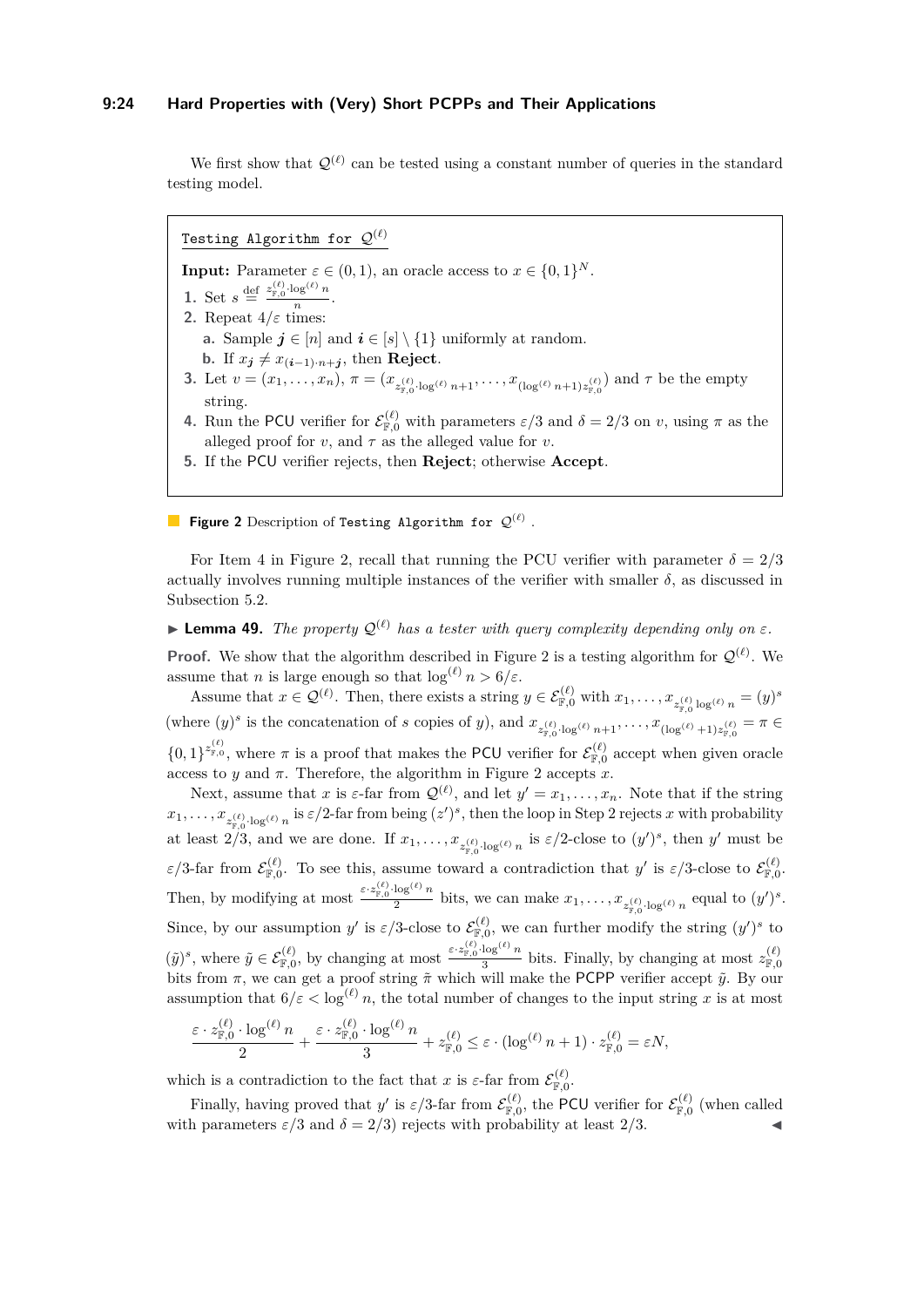We first show that $\mathcal{Q}^{(\ell)}$ can be tested using a constant number of queries in the standard testing model.

---

**Testing Algorithm for $\mathcal{Q}^{(\ell)}$**

**Input:** Parameter $\varepsilon \in (0,1)$, an oracle access to $x \in \{0,1\}^N$.

1. Set $s \stackrel{\text{def}}{=} \frac{z_{\mathbb{F},0}^{(\ell)} \cdot \log^{(\ell)} n}{n}$.
2. Repeat $4/\varepsilon$ times:
   a. Sample $\boldsymbol{j} \in [n]$ and $\boldsymbol{i} \in [s] \setminus \{1\}$ uniformly at random.
   b. If $x_{\boldsymbol{j}} \neq x_{(\boldsymbol{i}-1)\cdot n + \boldsymbol{j}}$, then **Reject**.
3. Let $v = (x_1, \ldots, x_n)$, $\pi = (x_{z_{\mathbb{F},0}^{(\ell)} \cdot \log^{(\ell)} n + 1}, \ldots, x_{(\log^{(\ell)} n + 1) z_{\mathbb{F},0}^{(\ell)}})$ and $\tau$ be the empty string.
4. Run the PCU verifier for $\mathcal{E}_{\mathbb{F},0}^{(\ell)}$ with parameters $\varepsilon/3$ and $\delta = 2/3$ on $v$, using $\pi$ as the alleged proof for $v$, and $\tau$ as the alleged value for $v$.
5. If the PCU verifier rejects, then **Reject**; otherwise **Accept**.

---

**Figure 2** Description of Testing Algorithm for $\mathcal{Q}^{(\ell)}$ .

For Item 4 in Figure 2, recall that running the PCU verifier with parameter $\delta = 2/3$ actually involves running multiple instances of the verifier with smaller $\delta$, as discussed in Subsection 5.2.

▶ **Lemma 49.** *The property $\mathcal{Q}^{(\ell)}$ has a tester with query complexity depending only on $\varepsilon$.*

**Proof.** We show that the algorithm described in Figure 2 is a testing algorithm for $\mathcal{Q}^{(\ell)}$. We assume that $n$ is large enough so that $\log^{(\ell)} n > 6/\varepsilon$.

Assume that $x \in \mathcal{Q}^{(\ell)}$. Then, there exists a string $y \in \mathcal{E}_{\mathbb{F},0}^{(\ell)}$ with $x_1, \ldots, x_{z_{\mathbb{F},0}^{(\ell)} \log^{(\ell)} n} = (y)^s$ (where $(y)^s$ is the concatenation of $s$ copies of $y$), and $x_{z_{\mathbb{F},0}^{(\ell)} \cdot \log^{(\ell)} n + 1}, \ldots, x_{(\log^{(\ell)}+1) z_{\mathbb{F},0}^{(\ell)}} = \pi \in \{0,1\}^{z_{\mathbb{F},0}^{(\ell)}}$, where $\pi$ is a proof that makes the PCU verifier for $\mathcal{E}_{\mathbb{F},0}^{(\ell)}$ accept when given oracle access to $y$ and $\pi$. Therefore, the algorithm in Figure 2 accepts $x$.

Next, assume that $x$ is $\varepsilon$-far from $\mathcal{Q}^{(\ell)}$, and let $y' = x_1, \ldots, x_n$. Note that if the string $x_1, \ldots, x_{z_{\mathbb{F},0}^{(\ell)} \cdot \log^{(\ell)} n}$ is $\varepsilon/2$-far from being $(z')^s$, then the loop in Step 2 rejects $x$ with probability at least $2/3$, and we are done. If $x_1, \ldots, x_{z_{\mathbb{F},0}^{(\ell)} \cdot \log^{(\ell)} n}$ is $\varepsilon/2$-close to $(y')^s$, then $y'$ must be $\varepsilon/3$-far from $\mathcal{E}_{\mathbb{F},0}^{(\ell)}$. To see this, assume toward a contradiction that $y'$ is $\varepsilon/3$-close to $\mathcal{E}_{\mathbb{F},0}^{(\ell)}$. Then, by modifying at most $\frac{\varepsilon \cdot z_{\mathbb{F},0}^{(\ell)} \cdot \log^{(\ell)} n}{2}$ bits, we can make $x_1, \ldots, x_{z_{\mathbb{F},0}^{(\ell)} \cdot \log^{(\ell)} n}$ equal to $(y')^s$. Since, by our assumption $y'$ is $\varepsilon/3$-close to $\mathcal{E}_{\mathbb{F},0}^{(\ell)}$, we can further modify the string $(y')^s$ to $(\tilde{y})^s$, where $\tilde{y} \in \mathcal{E}_{\mathbb{F},0}^{(\ell)}$, by changing at most $\frac{\varepsilon \cdot z_{\mathbb{F},0}^{(\ell)} \cdot \log^{(\ell)} n}{3}$ bits. Finally, by changing at most $z_{\mathbb{F},0}^{(\ell)}$ bits from $\pi$, we can get a proof string $\tilde{\pi}$ which will make the PCPP verifier accept $\tilde{y}$. By our assumption that $6/\varepsilon < \log^{(\ell)} n$, the total number of changes to the input string $x$ is at most

$$\frac{\varepsilon \cdot z_{\mathbb{F},0}^{(\ell)} \cdot \log^{(\ell)} n}{2} + \frac{\varepsilon \cdot z_{\mathbb{F},0}^{(\ell)} \cdot \log^{(\ell)} n}{3} + z_{\mathbb{F},0}^{(\ell)} \leq \varepsilon \cdot (\log^{(\ell)} n + 1) \cdot z_{\mathbb{F},0}^{(\ell)} = \varepsilon N,$$

which is a contradiction to the fact that $x$ is $\varepsilon$-far from $\mathcal{E}_{\mathbb{F},0}^{(\ell)}$.

Finally, having proved that $y'$ is $\varepsilon/3$-far from $\mathcal{E}_{\mathbb{F},0}^{(\ell)}$, the PCU verifier for $\mathcal{E}_{\mathbb{F},0}^{(\ell)}$ (when called with parameters $\varepsilon/3$ and $\delta = 2/3$) rejects with probability at least $2/3$. ◀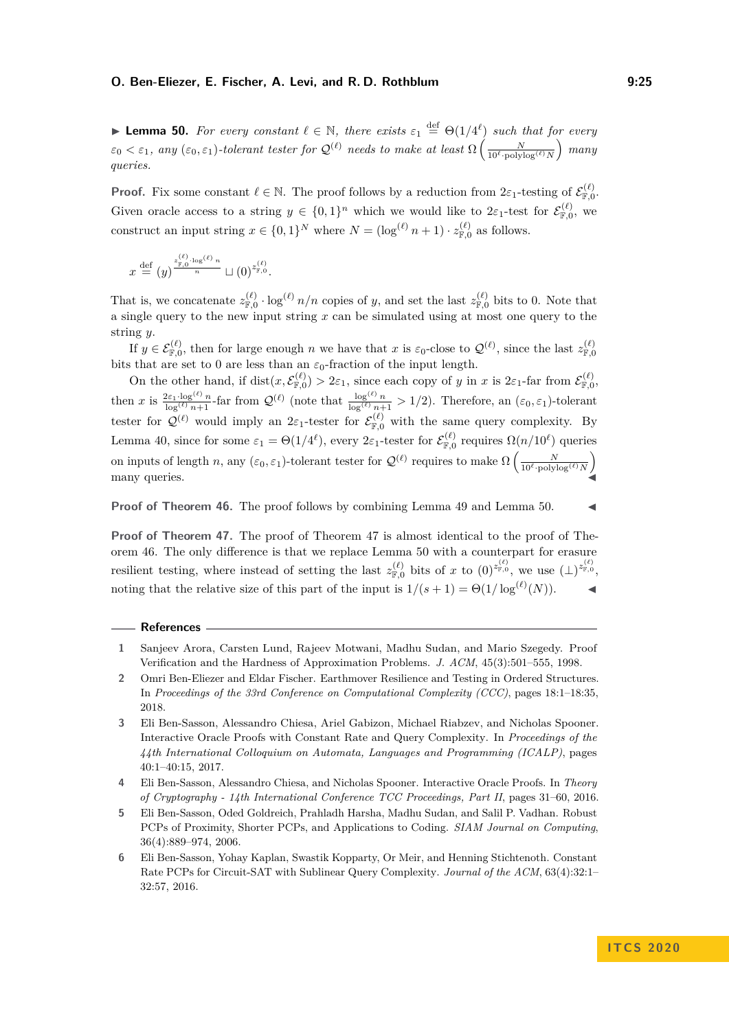▶ **Lemma 50.** *For every constant $\ell \in \mathbb{N}$, there exists $\varepsilon_1 \stackrel{\text{def}}{=} \Theta(1/4^\ell)$ such that for every $\varepsilon_0 < \varepsilon_1$, any $(\varepsilon_0, \varepsilon_1)$-tolerant tester for $\mathcal{Q}^{(\ell)}$ needs to make at least $\Omega\left(\frac{N}{10^\ell \cdot \text{polylog}^{(\ell)} N}\right)$ many queries.*

**Proof.** Fix some constant $\ell \in \mathbb{N}$. The proof follows by a reduction from $2\varepsilon_1$-testing of $\mathcal{E}^{(\ell)}_{\mathbb{F},0}$. Given oracle access to a string $y \in \{0,1\}^n$ which we would like to $2\varepsilon_1$-test for $\mathcal{E}^{(\ell)}_{\mathbb{F},0}$, we construct an input string $x \in \{0,1\}^N$ where $N = (\log^{(\ell)} n + 1) \cdot z^{(\ell)}_{\mathbb{F},0}$ as follows.

$$x \stackrel{\text{def}}{=} (y)^{\frac{z^{(\ell)}_{\mathbb{F},0} \cdot \log^{(\ell)} n}{n}} \sqcup (0)^{z^{(\ell)}_{\mathbb{F},0}}.$$

That is, we concatenate $z^{(\ell)}_{\mathbb{F},0} \cdot \log^{(\ell)} n/n$ copies of $y$, and set the last $z^{(\ell)}_{\mathbb{F},0}$ bits to 0. Note that a single query to the new input string $x$ can be simulated using at most one query to the string $y$.

If $y \in \mathcal{E}^{(\ell)}_{\mathbb{F},0}$, then for large enough $n$ we have that $x$ is $\varepsilon_0$-close to $\mathcal{Q}^{(\ell)}$, since the last $z^{(\ell)}_{\mathbb{F},0}$ bits that are set to 0 are less than an $\varepsilon_0$-fraction of the input length.

On the other hand, if $\text{dist}(x, \mathcal{E}^{(\ell)}_{\mathbb{F},0}) > 2\varepsilon_1$, since each copy of $y$ in $x$ is $2\varepsilon_1$-far from $\mathcal{E}^{(\ell)}_{\mathbb{F},0}$, then $x$ is $\frac{2\varepsilon_1 \cdot \log^{(\ell)} n}{\log^{(\ell)} n+1}$-far from $\mathcal{Q}^{(\ell)}$ (note that $\frac{\log^{(\ell)} n}{\log^{(\ell)} n+1} > 1/2$). Therefore, an $(\varepsilon_0, \varepsilon_1)$-tolerant tester for $\mathcal{Q}^{(\ell)}$ would imply an $2\varepsilon_1$-tester for $\mathcal{E}^{(\ell)}_{\mathbb{F},0}$ with the same query complexity. By Lemma 40, since for some $\varepsilon_1 = \Theta(1/4^\ell)$, every $2\varepsilon_1$-tester for $\mathcal{E}^{(\ell)}_{\mathbb{F},0}$ requires $\Omega(n/10^\ell)$ queries on inputs of length $n$, any $(\varepsilon_0, \varepsilon_1)$-tolerant tester for $\mathcal{Q}^{(\ell)}$ requires to make $\Omega\left(\frac{N}{10^\ell \cdot \text{polylog}^{(\ell)} N}\right)$ many queries. ◀

**Proof of Theorem 46.** The proof follows by combining Lemma 49 and Lemma 50. ◀

**Proof of Theorem 47.** The proof of Theorem 47 is almost identical to the proof of Theorem 46. The only difference is that we replace Lemma 50 with a counterpart for erasure resilient testing, where instead of setting the last $z^{(\ell)}_{\mathbb{F},0}$ bits of $x$ to $(0)^{z^{(\ell)}_{\mathbb{F},0}}$, we use $(\perp)^{z^{(\ell)}_{\mathbb{F},0}}$, noting that the relative size of this part of the input is $1/(s+1) = \Theta(1/\log^{(\ell)}(N))$. ◀

## References

1. Sanjeev Arora, Carsten Lund, Rajeev Motwani, Madhu Sudan, and Mario Szegedy. Proof Verification and the Hardness of Approximation Problems. *J. ACM*, 45(3):501–555, 1998.
2. Omri Ben-Eliezer and Eldar Fischer. Earthmover Resilience and Testing in Ordered Structures. In *Proceedings of the 33rd Conference on Computational Complexity (CCC)*, pages 18:1–18:35, 2018.
3. Eli Ben-Sasson, Alessandro Chiesa, Ariel Gabizon, Michael Riabzev, and Nicholas Spooner. Interactive Oracle Proofs with Constant Rate and Query Complexity. In *Proceedings of the 44th International Colloquium on Automata, Languages and Programming (ICALP)*, pages 40:1–40:15, 2017.
4. Eli Ben-Sasson, Alessandro Chiesa, and Nicholas Spooner. Interactive Oracle Proofs. In *Theory of Cryptography - 14th International Conference TCC Proceedings, Part II*, pages 31–60, 2016.
5. Eli Ben-Sasson, Oded Goldreich, Prahladh Harsha, Madhu Sudan, and Salil P. Vadhan. Robust PCPs of Proximity, Shorter PCPs, and Applications to Coding. *SIAM Journal on Computing*, 36(4):889–974, 2006.
6. Eli Ben-Sasson, Yohay Kaplan, Swastik Kopparty, Or Meir, and Henning Stichtenoth. Constant Rate PCPs for Circuit-SAT with Sublinear Query Complexity. *Journal of the ACM*, 63(4):32:1–32:57, 2016.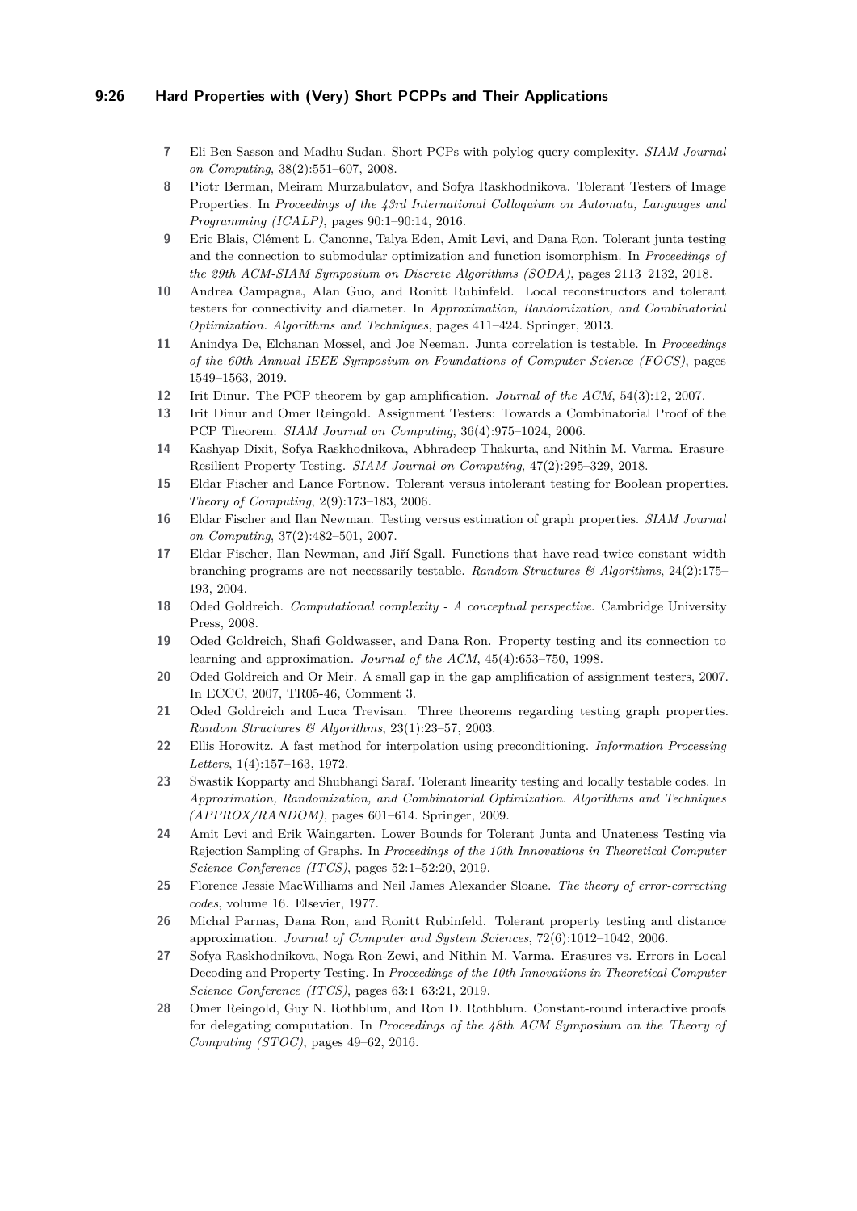7 Eli Ben-Sasson and Madhu Sudan. Short PCPs with polylog query complexity. *SIAM Journal on Computing*, 38(2):551–607, 2008.

8 Piotr Berman, Meiram Murzabulatov, and Sofya Raskhodnikova. Tolerant Testers of Image Properties. In *Proceedings of the 43rd International Colloquium on Automata, Languages and Programming (ICALP)*, pages 90:1–90:14, 2016.

9 Eric Blais, Clément L. Canonne, Talya Eden, Amit Levi, and Dana Ron. Tolerant junta testing and the connection to submodular optimization and function isomorphism. In *Proceedings of the 29th ACM-SIAM Symposium on Discrete Algorithms (SODA)*, pages 2113–2132, 2018.

10 Andrea Campagna, Alan Guo, and Ronitt Rubinfeld. Local reconstructors and tolerant testers for connectivity and diameter. In *Approximation, Randomization, and Combinatorial Optimization. Algorithms and Techniques*, pages 411–424. Springer, 2013.

11 Anindya De, Elchanan Mossel, and Joe Neeman. Junta correlation is testable. In *Proceedings of the 60th Annual IEEE Symposium on Foundations of Computer Science (FOCS)*, pages 1549–1563, 2019.

12 Irit Dinur. The PCP theorem by gap amplification. *Journal of the ACM*, 54(3):12, 2007.

13 Irit Dinur and Omer Reingold. Assignment Testers: Towards a Combinatorial Proof of the PCP Theorem. *SIAM Journal on Computing*, 36(4):975–1024, 2006.

14 Kashyap Dixit, Sofya Raskhodnikova, Abhradeep Thakurta, and Nithin M. Varma. Erasure-Resilient Property Testing. *SIAM Journal on Computing*, 47(2):295–329, 2018.

15 Eldar Fischer and Lance Fortnow. Tolerant versus intolerant testing for Boolean properties. *Theory of Computing*, 2(9):173–183, 2006.

16 Eldar Fischer and Ilan Newman. Testing versus estimation of graph properties. *SIAM Journal on Computing*, 37(2):482–501, 2007.

17 Eldar Fischer, Ilan Newman, and Jiří Sgall. Functions that have read-twice constant width branching programs are not necessarily testable. *Random Structures & Algorithms*, 24(2):175–193, 2004.

18 Oded Goldreich. *Computational complexity - A conceptual perspective*. Cambridge University Press, 2008.

19 Oded Goldreich, Shafi Goldwasser, and Dana Ron. Property testing and its connection to learning and approximation. *Journal of the ACM*, 45(4):653–750, 1998.

20 Oded Goldreich and Or Meir. A small gap in the gap amplification of assignment testers, 2007. In ECCC, 2007, TR05-46, Comment 3.

21 Oded Goldreich and Luca Trevisan. Three theorems regarding testing graph properties. *Random Structures & Algorithms*, 23(1):23–57, 2003.

22 Ellis Horowitz. A fast method for interpolation using preconditioning. *Information Processing Letters*, 1(4):157–163, 1972.

23 Swastik Kopparty and Shubhangi Saraf. Tolerant linearity testing and locally testable codes. In *Approximation, Randomization, and Combinatorial Optimization. Algorithms and Techniques (APPROX/RANDOM)*, pages 601–614. Springer, 2009.

24 Amit Levi and Erik Waingarten. Lower Bounds for Tolerant Junta and Unateness Testing via Rejection Sampling of Graphs. In *Proceedings of the 10th Innovations in Theoretical Computer Science Conference (ITCS)*, pages 52:1–52:20, 2019.

25 Florence Jessie MacWilliams and Neil James Alexander Sloane. *The theory of error-correcting codes*, volume 16. Elsevier, 1977.

26 Michal Parnas, Dana Ron, and Ronitt Rubinfeld. Tolerant property testing and distance approximation. *Journal of Computer and System Sciences*, 72(6):1012–1042, 2006.

27 Sofya Raskhodnikova, Noga Ron-Zewi, and Nithin M. Varma. Erasures vs. Errors in Local Decoding and Property Testing. In *Proceedings of the 10th Innovations in Theoretical Computer Science Conference (ITCS)*, pages 63:1–63:21, 2019.

28 Omer Reingold, Guy N. Rothblum, and Ron D. Rothblum. Constant-round interactive proofs for delegating computation. In *Proceedings of the 48th ACM Symposium on the Theory of Computing (STOC)*, pages 49–62, 2016.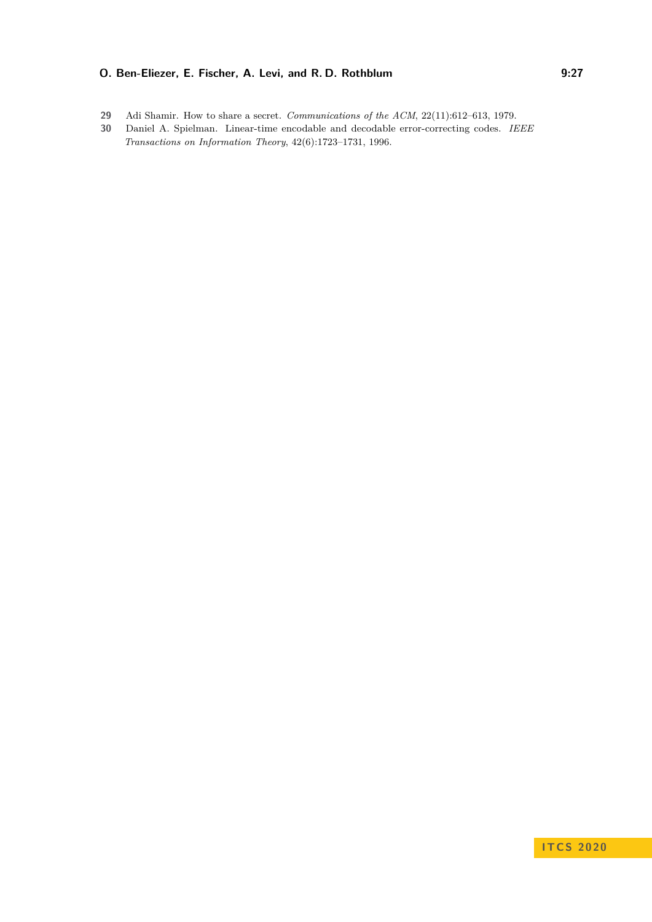29 Adi Shamir. How to share a secret. *Communications of the ACM*, 22(11):612–613, 1979.

30 Daniel A. Spielman. Linear-time encodable and decodable error-correcting codes. *IEEE Transactions on Information Theory*, 42(6):1723–1731, 1996.